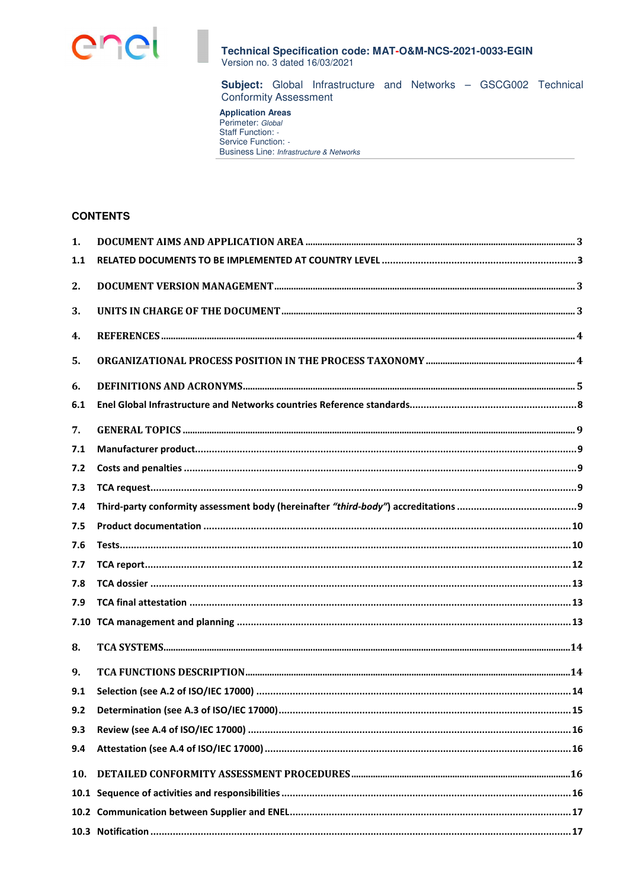**Technical Specification code: MAT-O&M-NCS-2021-0033-EGIN**
Version no. 3 dated 16/03/2021

**Subject:** Global Infrastructure and Networks – GSCG002 Technical Conformity Assessment

**Application Areas**
Perimeter: *Global*
Staff Function: -
Service Function: -
Business Line: *Infrastructure & Networks*

## CONTENTS

| | | |
|---|---|---|
| 1. | DOCUMENT AIMS AND APPLICATION AREA | 3 |
| 1.1 | RELATED DOCUMENTS TO BE IMPLEMENTED AT COUNTRY LEVEL | 3 |
| 2. | DOCUMENT VERSION MANAGEMENT | 3 |
| 3. | UNITS IN CHARGE OF THE DOCUMENT | 3 |
| 4. | REFERENCES | 4 |
| 5. | ORGANIZATIONAL PROCESS POSITION IN THE PROCESS TAXONOMY | 4 |
| 6. | DEFINITIONS AND ACRONYMS | 5 |
| 6.1 | Enel Global Infrastructure and Networks countries Reference standards | 8 |
| 7. | GENERAL TOPICS | 9 |
| 7.1 | Manufacturer product | 9 |
| 7.2 | Costs and penalties | 9 |
| 7.3 | TCA request | 9 |
| 7.4 | Third-party conformity assessment body (hereinafter *“third-body”*) accreditations | 9 |
| 7.5 | Product documentation | 10 |
| 7.6 | Tests | 10 |
| 7.7 | TCA report | 12 |
| 7.8 | TCA dossier | 13 |
| 7.9 | TCA final attestation | 13 |
| 7.10 | TCA management and planning | 13 |
| 8. | TCA SYSTEMS | 14 |
| 9. | TCA FUNCTIONS DESCRIPTION | 14 |
| 9.1 | Selection (see A.2 of ISO/IEC 17000) | 14 |
| 9.2 | Determination (see A.3 of ISO/IEC 17000) | 15 |
| 9.3 | Review (see A.4 of ISO/IEC 17000) | 16 |
| 9.4 | Attestation (see A.4 of ISO/IEC 17000) | 16 |
| 10. | DETAILED CONFORMITY ASSESSMENT PROCEDURES | 16 |
| 10.1 | Sequence of activities and responsibilities | 16 |
| 10.2 | Communication between Supplier and ENEL | 17 |
| 10.3 | Notification | 17 |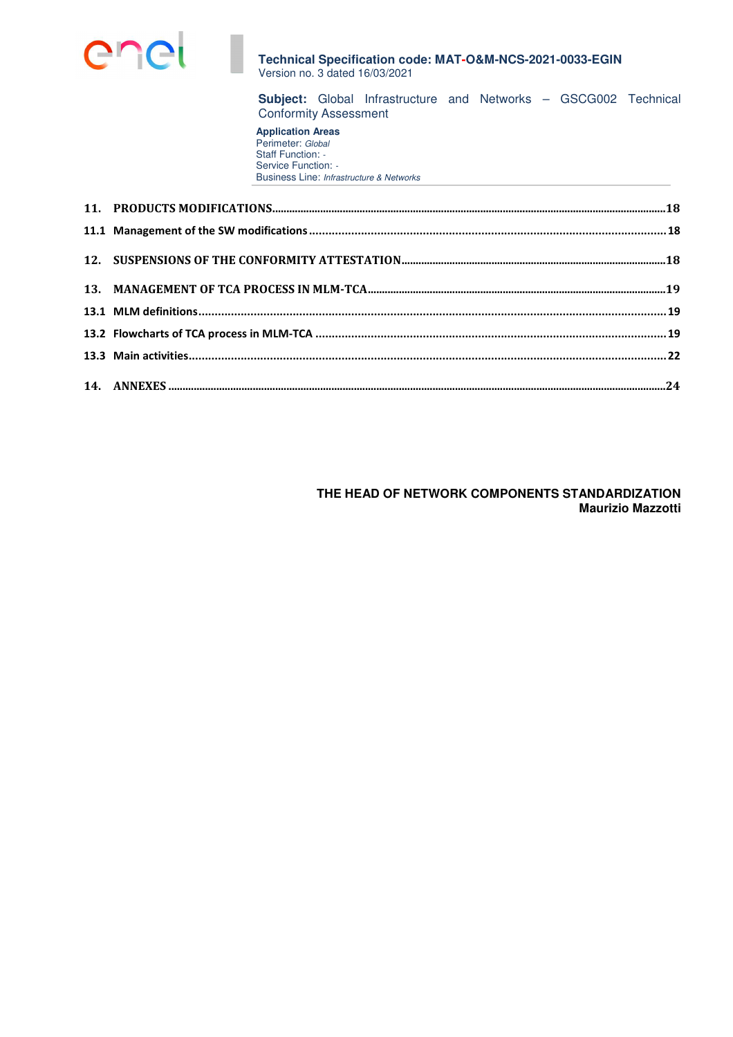| | |
|---|---|
| **11. PRODUCTS MODIFICATIONS** | **18** |
| **11.1 Management of the SW modifications** | **18** |
| **12. SUSPENSIONS OF THE CONFORMITY ATTESTATION** | **18** |
| **13. MANAGEMENT OF TCA PROCESS IN MLM-TCA** | **19** |
| **13.1 MLM definitions** | **19** |
| **13.2 Flowcharts of TCA process in MLM-TCA** | **19** |
| **13.3 Main activities** | **22** |
| **14. ANNEXES** | **24** |

**THE HEAD OF NETWORK COMPONENTS STANDARDIZATION**
**Maurizio Mazzotti**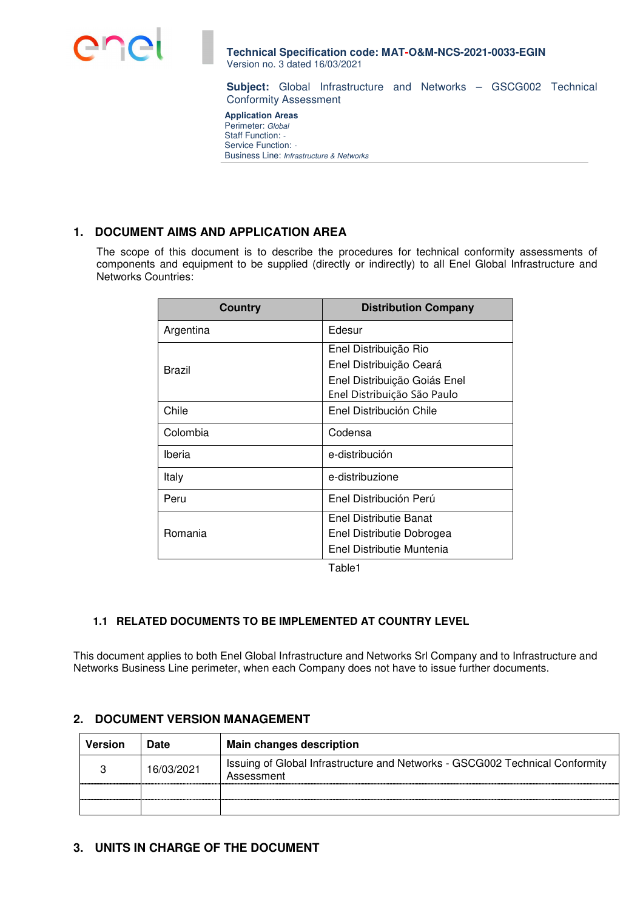**Technical Specification code: MAT-O&M-NCS-2021-0033-EGIN**
Version no. 3 dated 16/03/2021

**Subject:** Global Infrastructure and Networks – GSCG002 Technical Conformity Assessment

**Application Areas**
Perimeter: *Global*
Staff Function: -
Service Function: -
Business Line: *Infrastructure & Networks*

## 1. DOCUMENT AIMS AND APPLICATION AREA

The scope of this document is to describe the procedures for technical conformity assessments of components and equipment to be supplied (directly or indirectly) to all Enel Global Infrastructure and Networks Countries:

| Country | Distribution Company |
|---|---|
| Argentina | Edesur |
| Brazil | Enel Distribuição Rio<br>Enel Distribuição Ceará<br>Enel Distribuição Goiás Enel<br>Enel Distribuição São Paulo |
| Chile | Enel Distribución Chile |
| Colombia | Codensa |
| Iberia | e-distribución |
| Italy | e-distribuzione |
| Peru | Enel Distribución Perú |
| Romania | Enel Distributie Banat<br>Enel Distributie Dobrogea<br>Enel Distributie Muntenia |

Table1

### 1.1 RELATED DOCUMENTS TO BE IMPLEMENTED AT COUNTRY LEVEL

This document applies to both Enel Global Infrastructure and Networks Srl Company and to Infrastructure and Networks Business Line perimeter, when each Company does not have to issue further documents.

## 2. DOCUMENT VERSION MANAGEMENT

| Version | Date | Main changes description |
|---|---|---|
| 3 | 16/03/2021 | Issuing of Global Infrastructure and Networks - GSCG002 Technical Conformity Assessment |
| | | |
| | | |

## 3. UNITS IN CHARGE OF THE DOCUMENT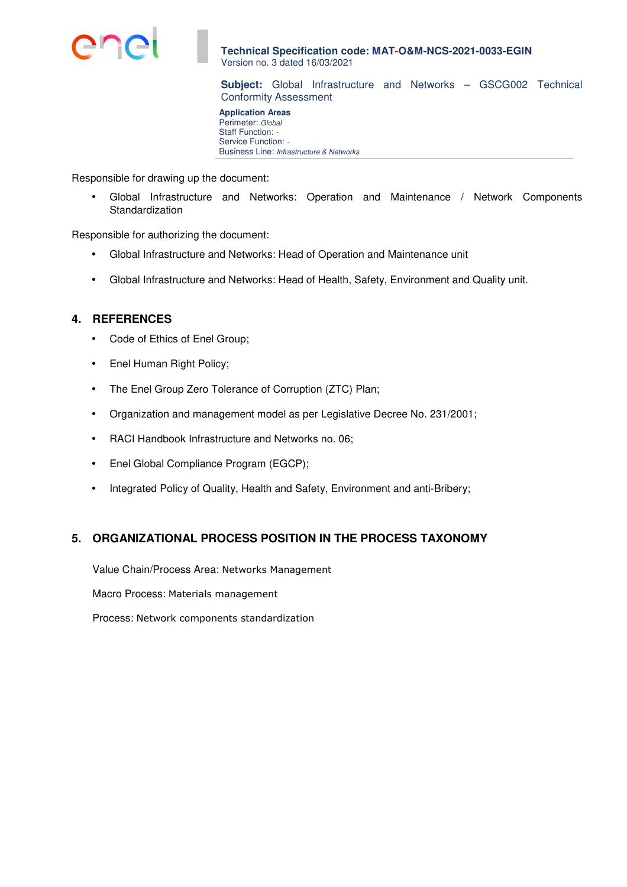Responsible for drawing up the document:

- Global Infrastructure and Networks: Operation and Maintenance / Network Components Standardization

Responsible for authorizing the document:

- Global Infrastructure and Networks: Head of Operation and Maintenance unit
- Global Infrastructure and Networks: Head of Health, Safety, Environment and Quality unit.

## 4. REFERENCES

- Code of Ethics of Enel Group;
- Enel Human Right Policy;
- The Enel Group Zero Tolerance of Corruption (ZTC) Plan;
- Organization and management model as per Legislative Decree No. 231/2001;
- RACI Handbook Infrastructure and Networks no. 06;
- Enel Global Compliance Program (EGCP);
- Integrated Policy of Quality, Health and Safety, Environment and anti-Bribery;

## 5. ORGANIZATIONAL PROCESS POSITION IN THE PROCESS TAXONOMY

Value Chain/Process Area: Networks Management

Macro Process: Materials management

Process: Network components standardization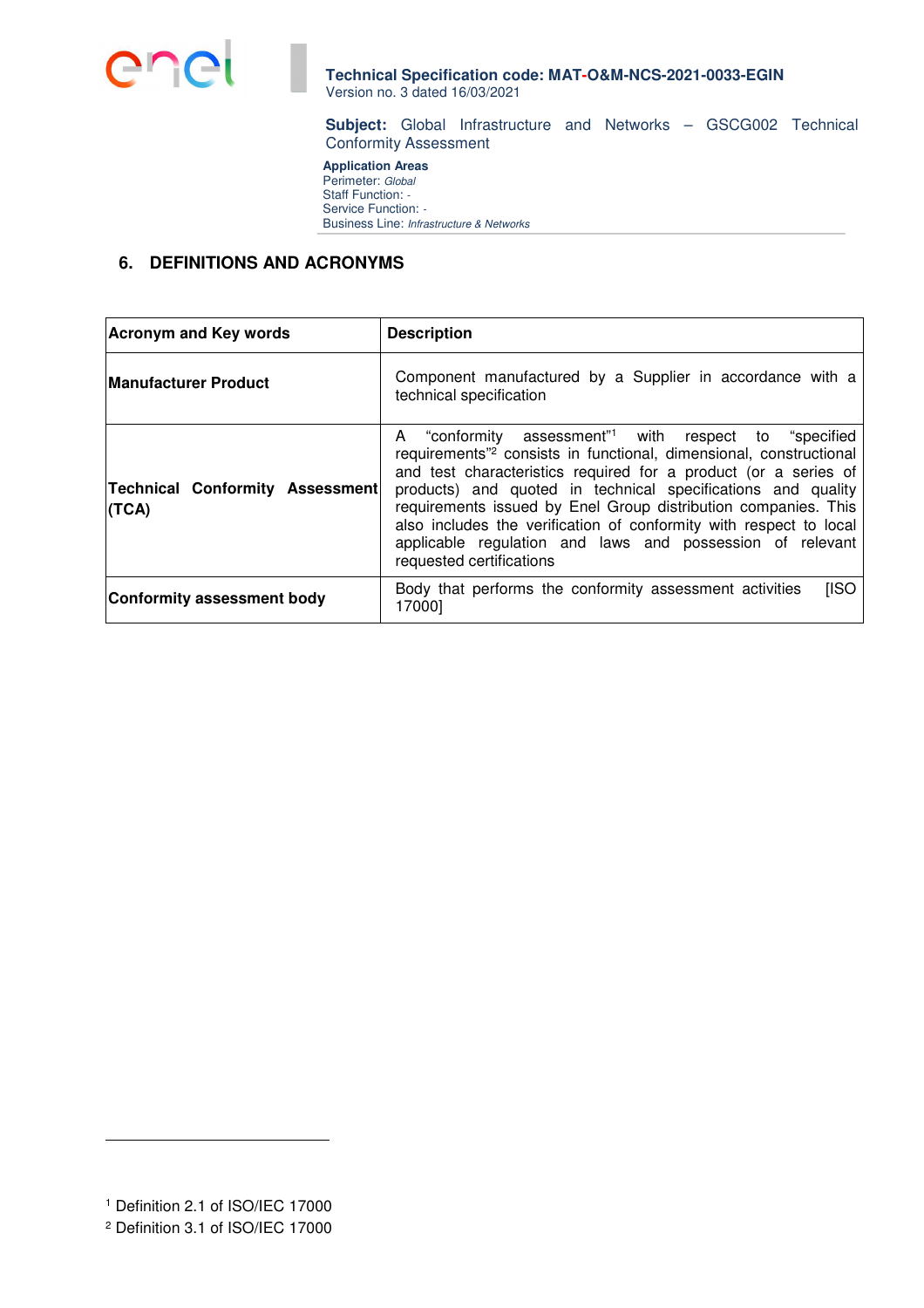## 6. DEFINITIONS AND ACRONYMS

| Acronym and Key words | Description |
|---|---|
| **Manufacturer Product** | Component manufactured by a Supplier in accordance with a technical specification |
| **Technical Conformity Assessment (TCA)** | A "conformity assessment"[1] with respect to "specified requirements"[2] consists in functional, dimensional, constructional and test characteristics required for a product (or a series of products) and quoted in technical specifications and quality requirements issued by Enel Group distribution companies. This also includes the verification of conformity with respect to local applicable regulation and laws and possession of relevant requested certifications |
| **Conformity assessment body** | Body that performs the conformity assessment activities [ISO 17000] |

[1] Definition 2.1 of ISO/IEC 17000

[2] Definition 3.1 of ISO/IEC 17000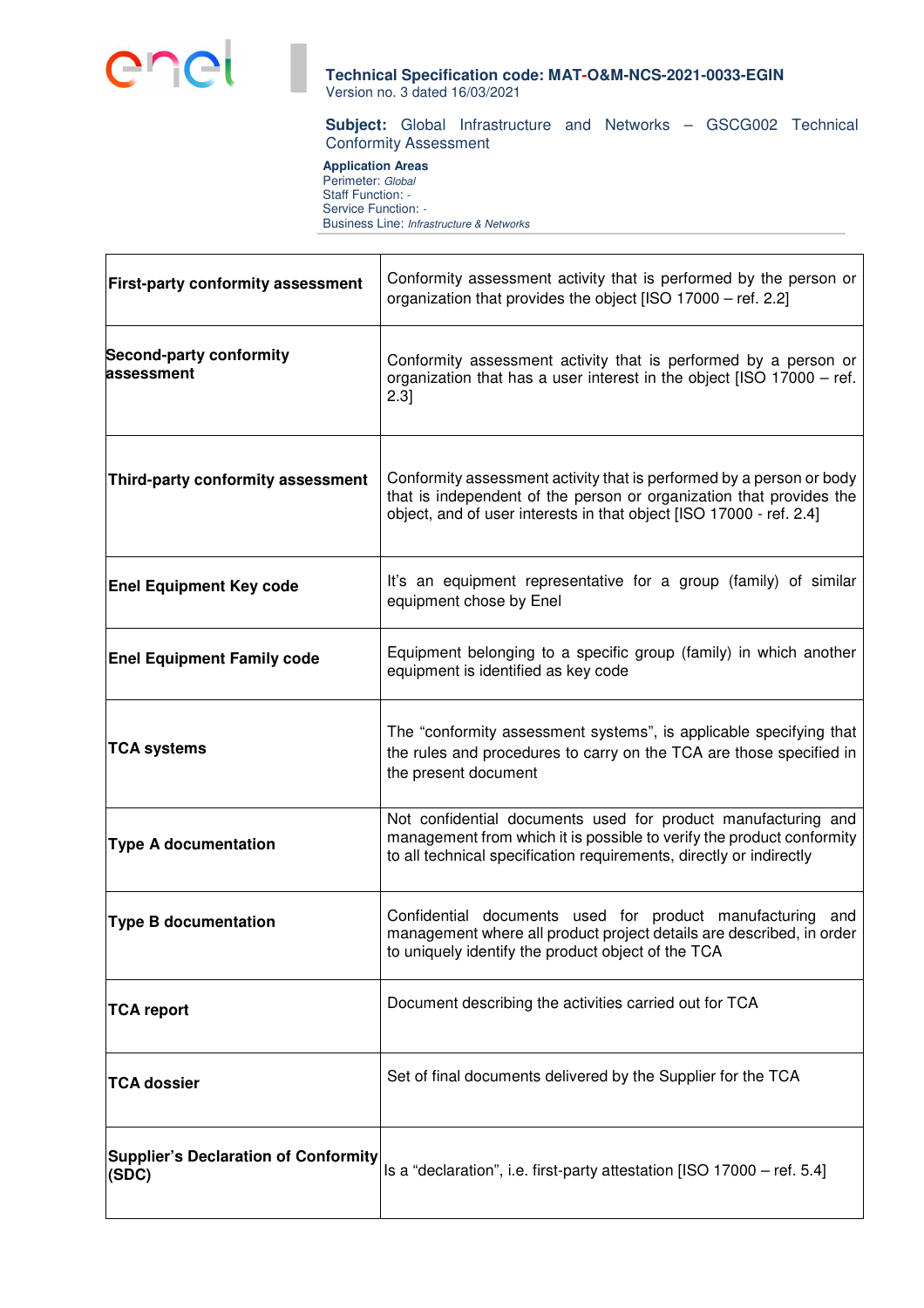| | |
|---|---|
| **First-party conformity assessment** | Conformity assessment activity that is performed by the person or organization that provides the object [ISO 17000 – ref. 2.2] |
| **Second-party conformity assessment** | Conformity assessment activity that is performed by a person or organization that has a user interest in the object [ISO 17000 – ref. 2.3] |
| **Third-party conformity assessment** | Conformity assessment activity that is performed by a person or body that is independent of the person or organization that provides the object, and of user interests in that object [ISO 17000 - ref. 2.4] |
| **Enel Equipment Key code** | It's an equipment representative for a group (family) of similar equipment chose by Enel |
| **Enel Equipment Family code** | Equipment belonging to a specific group (family) in which another equipment is identified as key code |
| **TCA systems** | The "conformity assessment systems", is applicable specifying that the rules and procedures to carry on the TCA are those specified in the present document |
| **Type A documentation** | Not confidential documents used for product manufacturing and management from which it is possible to verify the product conformity to all technical specification requirements, directly or indirectly |
| **Type B documentation** | Confidential documents used for product manufacturing and management where all product project details are described, in order to uniquely identify the product object of the TCA |
| **TCA report** | Document describing the activities carried out for TCA |
| **TCA dossier** | Set of final documents delivered by the Supplier for the TCA |
| **Supplier's Declaration of Conformity (SDC)** | Is a "declaration", i.e. first-party attestation [ISO 17000 – ref. 5.4] |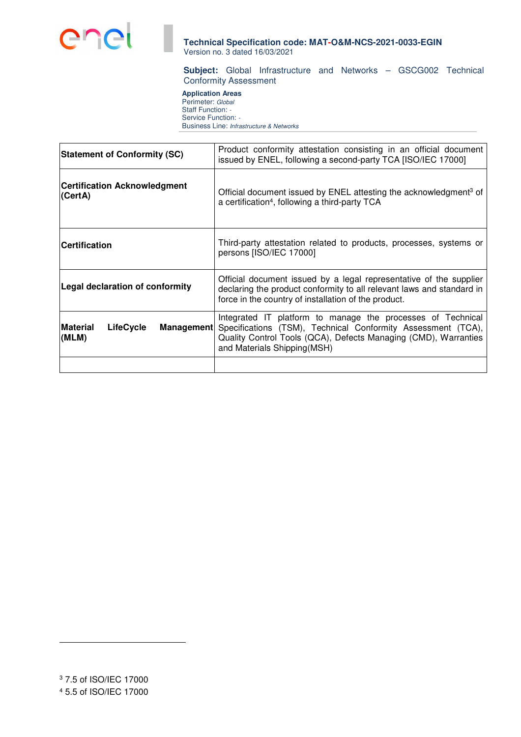| | |
|---|---|
| **Statement of Conformity (SC)** | Product conformity attestation consisting in an official document issued by ENEL, following a second-party TCA [ISO/IEC 17000] |
| **Certification Acknowledgment (CertA)** | Official document issued by ENEL attesting the acknowledgment[3] of a certification[4], following a third-party TCA |
| **Certification** | Third-party attestation related to products, processes, systems or persons [ISO/IEC 17000] |
| **Legal declaration of conformity** | Official document issued by a legal representative of the supplier declaring the product conformity to all relevant laws and standard in force in the country of installation of the product. |
| **Material LifeCycle Management (MLM)** | Integrated IT platform to manage the processes of Technical Specifications (TSM), Technical Conformity Assessment (TCA), Quality Control Tools (QCA), Defects Managing (CMD), Warranties and Materials Shipping(MSH) |
| | |

[3] 7.5 of ISO/IEC 17000

[4] 5.5 of ISO/IEC 17000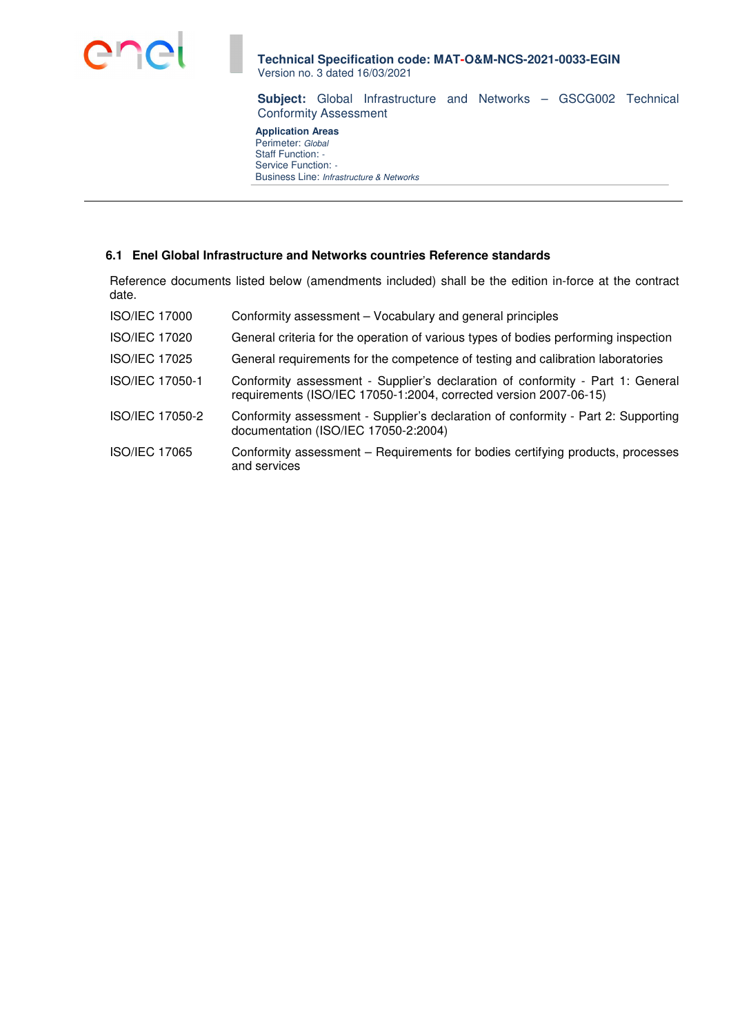### 6.1 Enel Global Infrastructure and Networks countries Reference standards

Reference documents listed below (amendments included) shall be the edition in-force at the contract date.

| | |
|---|---|
| ISO/IEC 17000 | Conformity assessment – Vocabulary and general principles |
| ISO/IEC 17020 | General criteria for the operation of various types of bodies performing inspection |
| ISO/IEC 17025 | General requirements for the competence of testing and calibration laboratories |
| ISO/IEC 17050-1 | Conformity assessment - Supplier's declaration of conformity - Part 1: General requirements (ISO/IEC 17050-1:2004, corrected version 2007-06-15) |
| ISO/IEC 17050-2 | Conformity assessment - Supplier's declaration of conformity - Part 2: Supporting documentation (ISO/IEC 17050-2:2004) |
| ISO/IEC 17065 | Conformity assessment – Requirements for bodies certifying products, processes and services |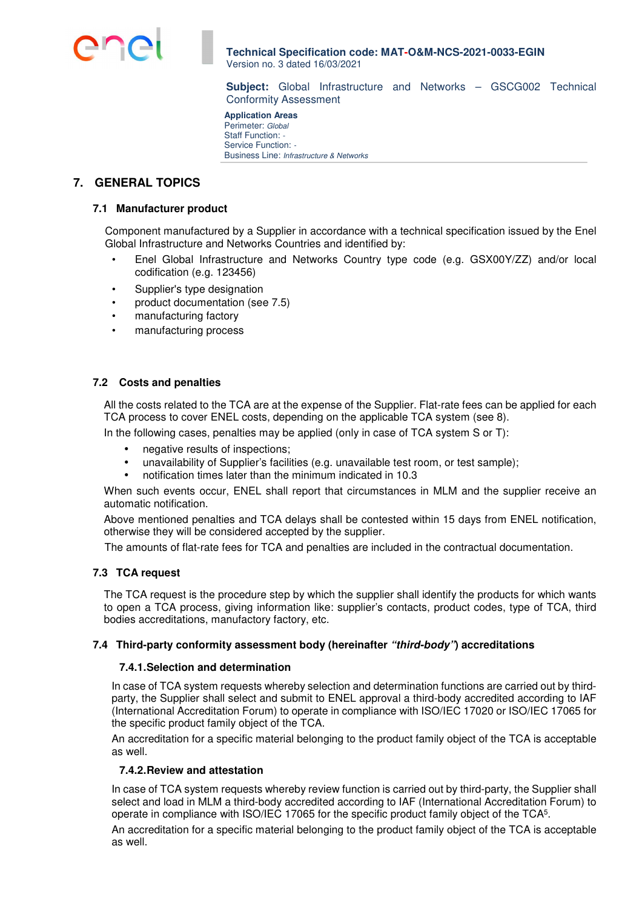# 7. GENERAL TOPICS

## 7.1 Manufacturer product

Component manufactured by a Supplier in accordance with a technical specification issued by the Enel Global Infrastructure and Networks Countries and identified by:

- Enel Global Infrastructure and Networks Country type code (e.g. GSX00Y/ZZ) and/or local codification (e.g. 123456)
- Supplier's type designation
- product documentation (see 7.5)
- manufacturing factory
- manufacturing process

## 7.2 Costs and penalties

All the costs related to the TCA are at the expense of the Supplier. Flat-rate fees can be applied for each TCA process to cover ENEL costs, depending on the applicable TCA system (see 8).

In the following cases, penalties may be applied (only in case of TCA system S or T):

- negative results of inspections;
- unavailability of Supplier's facilities (e.g. unavailable test room, or test sample);
- notification times later than the minimum indicated in 10.3

When such events occur, ENEL shall report that circumstances in MLM and the supplier receive an automatic notification.

Above mentioned penalties and TCA delays shall be contested within 15 days from ENEL notification, otherwise they will be considered accepted by the supplier.

The amounts of flat-rate fees for TCA and penalties are included in the contractual documentation.

## 7.3 TCA request

The TCA request is the procedure step by which the supplier shall identify the products for which wants to open a TCA process, giving information like: supplier's contacts, product codes, type of TCA, third bodies accreditations, manufactory factory, etc.

## 7.4 Third-party conformity assessment body (hereinafter *"third-body"*) accreditations

### 7.4.1. Selection and determination

In case of TCA system requests whereby selection and determination functions are carried out by third-party, the Supplier shall select and submit to ENEL approval a third-body accredited according to IAF (International Accreditation Forum) to operate in compliance with ISO/IEC 17020 or ISO/IEC 17065 for the specific product family object of the TCA.

An accreditation for a specific material belonging to the product family object of the TCA is acceptable as well.

### 7.4.2. Review and attestation

In case of TCA system requests whereby review function is carried out by third-party, the Supplier shall select and load in MLM a third-body accredited according to IAF (International Accreditation Forum) to operate in compliance with ISO/IEC 17065 for the specific product family object of the TCA[5].

An accreditation for a specific material belonging to the product family object of the TCA is acceptable as well.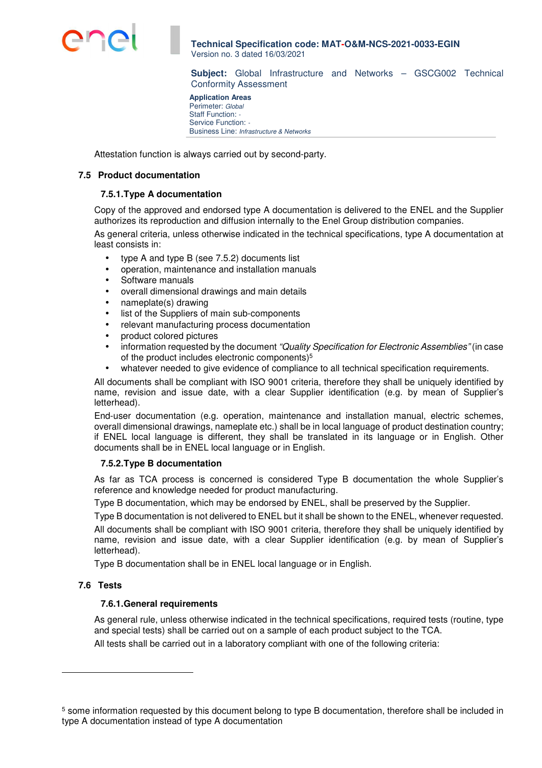Attestation function is always carried out by second-party.

## 7.5 Product documentation

### 7.5.1. Type A documentation

Copy of the approved and endorsed type A documentation is delivered to the ENEL and the Supplier authorizes its reproduction and diffusion internally to the Enel Group distribution companies.

As general criteria, unless otherwise indicated in the technical specifications, type A documentation at least consists in:

- type A and type B (see 7.5.2) documents list
- operation, maintenance and installation manuals
- Software manuals
- overall dimensional drawings and main details
- nameplate(s) drawing
- list of the Suppliers of main sub-components
- relevant manufacturing process documentation
- product colored pictures
- information requested by the document *"Quality Specification for Electronic Assemblies"* (in case of the product includes electronic components)[5]
- whatever needed to give evidence of compliance to all technical specification requirements.

All documents shall be compliant with ISO 9001 criteria, therefore they shall be uniquely identified by name, revision and issue date, with a clear Supplier identification (e.g. by mean of Supplier's letterhead).

End-user documentation (e.g. operation, maintenance and installation manual, electric schemes, overall dimensional drawings, nameplate etc.) shall be in local language of product destination country; if ENEL local language is different, they shall be translated in its language or in English. Other documents shall be in ENEL local language or in English.

### 7.5.2. Type B documentation

As far as TCA process is concerned is considered Type B documentation the whole Supplier's reference and knowledge needed for product manufacturing.

Type B documentation, which may be endorsed by ENEL, shall be preserved by the Supplier.

Type B documentation is not delivered to ENEL but it shall be shown to the ENEL, whenever requested.

All documents shall be compliant with ISO 9001 criteria, therefore they shall be uniquely identified by name, revision and issue date, with a clear Supplier identification (e.g. by mean of Supplier's letterhead).

Type B documentation shall be in ENEL local language or in English.

## 7.6 Tests

### 7.6.1. General requirements

As general rule, unless otherwise indicated in the technical specifications, required tests (routine, type and special tests) shall be carried out on a sample of each product subject to the TCA.

All tests shall be carried out in a laboratory compliant with one of the following criteria:

---

[5] some information requested by this document belong to type B documentation, therefore shall be included in type A documentation instead of type A documentation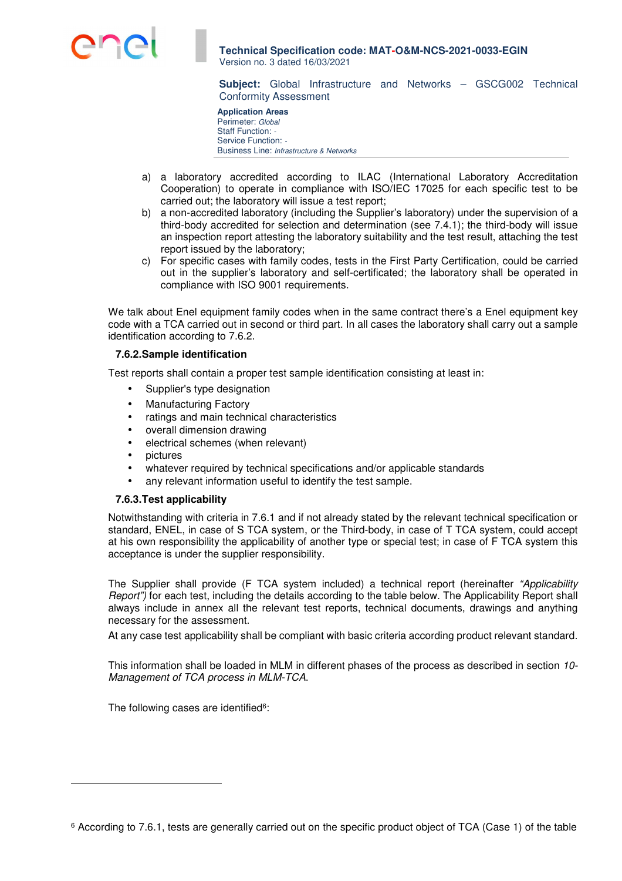a) a laboratory accredited according to ILAC (International Laboratory Accreditation Cooperation) to operate in compliance with ISO/IEC 17025 for each specific test to be carried out; the laboratory will issue a test report;
b) a non-accredited laboratory (including the Supplier's laboratory) under the supervision of a third-body accredited for selection and determination (see 7.4.1); the third-body will issue an inspection report attesting the laboratory suitability and the test result, attaching the test report issued by the laboratory;
c) For specific cases with family codes, tests in the First Party Certification, could be carried out in the supplier's laboratory and self-certificated; the laboratory shall be operated in compliance with ISO 9001 requirements.

We talk about Enel equipment family codes when in the same contract there's a Enel equipment key code with a TCA carried out in second or third part. In all cases the laboratory shall carry out a sample identification according to 7.6.2.

### 7.6.2. Sample identification

Test reports shall contain a proper test sample identification consisting at least in:

- Supplier's type designation
- Manufacturing Factory
- ratings and main technical characteristics
- overall dimension drawing
- electrical schemes (when relevant)
- pictures
- whatever required by technical specifications and/or applicable standards
- any relevant information useful to identify the test sample.

### 7.6.3. Test applicability

Notwithstanding with criteria in 7.6.1 and if not already stated by the relevant technical specification or standard, ENEL, in case of S TCA system, or the Third-body, in case of T TCA system, could accept at his own responsibility the applicability of another type or special test; in case of F TCA system this acceptance is under the supplier responsibility.

The Supplier shall provide (F TCA system included) a technical report (hereinafter *"Applicability Report")* for each test, including the details according to the table below. The Applicability Report shall always include in annex all the relevant test reports, technical documents, drawings and anything necessary for the assessment.

At any case test applicability shall be compliant with basic criteria according product relevant standard.

This information shall be loaded in MLM in different phases of the process as described in section *10-Management of TCA process in MLM-TCA*.

The following cases are identified[6]:

[6] According to 7.6.1, tests are generally carried out on the specific product object of TCA (Case 1) of the table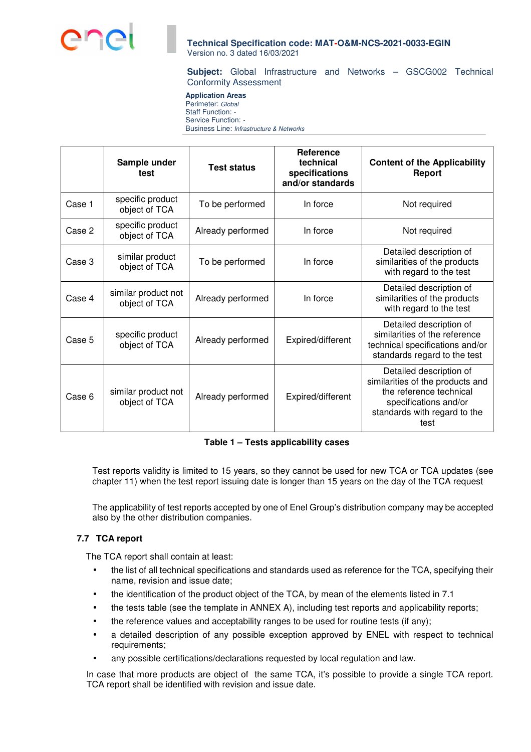| | Sample under test | Test status | Reference technical specifications and/or standards | Content of the Applicability Report |
|---|---|---|---|---|
| Case 1 | specific product object of TCA | To be performed | In force | Not required |
| Case 2 | specific product object of TCA | Already performed | In force | Not required |
| Case 3 | similar product object of TCA | To be performed | In force | Detailed description of similarities of the products with regard to the test |
| Case 4 | similar product not object of TCA | Already performed | In force | Detailed description of similarities of the products with regard to the test |
| Case 5 | specific product object of TCA | Already performed | Expired/different | Detailed description of similarities of the reference technical specifications and/or standards regard to the test |
| Case 6 | similar product not object of TCA | Already performed | Expired/different | Detailed description of similarities of the products and the reference technical specifications and/or standards with regard to the test |

**Table 1 – Tests applicability cases**

Test reports validity is limited to 15 years, so they cannot be used for new TCA or TCA updates (see chapter 11) when the test report issuing date is longer than 15 years on the day of the TCA request

The applicability of test reports accepted by one of Enel Group's distribution company may be accepted also by the other distribution companies.

### 7.7 TCA report

The TCA report shall contain at least:

- the list of all technical specifications and standards used as reference for the TCA, specifying their name, revision and issue date;
- the identification of the product object of the TCA, by mean of the elements listed in 7.1
- the tests table (see the template in ANNEX A), including test reports and applicability reports;
- the reference values and acceptability ranges to be used for routine tests (if any);
- a detailed description of any possible exception approved by ENEL with respect to technical requirements;
- any possible certifications/declarations requested by local regulation and law.

In case that more products are object of the same TCA, it's possible to provide a single TCA report. TCA report shall be identified with revision and issue date.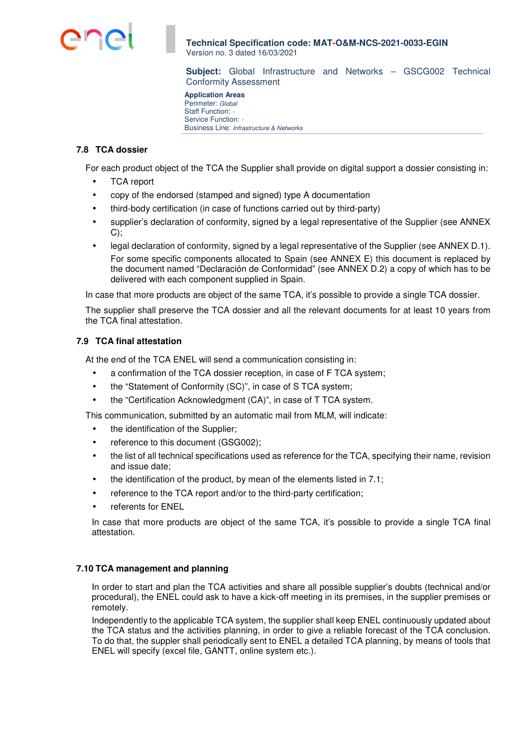### 7.8 TCA dossier

For each product object of the TCA the Supplier shall provide on digital support a dossier consisting in:

- TCA report
- copy of the endorsed (stamped and signed) type A documentation
- third-body certification (in case of functions carried out by third-party)
- supplier's declaration of conformity, signed by a legal representative of the Supplier (see ANNEX C);
- legal declaration of conformity, signed by a legal representative of the Supplier (see ANNEX D.1). For some specific components allocated to Spain (see ANNEX E) this document is replaced by the document named "Declaración de Conformidad" (see ANNEX D.2) a copy of which has to be delivered with each component supplied in Spain.

In case that more products are object of the same TCA, it's possible to provide a single TCA dossier.

The supplier shall preserve the TCA dossier and all the relevant documents for at least 10 years from the TCA final attestation.

### 7.9 TCA final attestation

At the end of the TCA ENEL will send a communication consisting in:

- a confirmation of the TCA dossier reception, in case of F TCA system;
- the "Statement of Conformity (SC)", in case of S TCA system;
- the "Certification Acknowledgment (CA)", in case of T TCA system.

This communication, submitted by an automatic mail from MLM, will indicate:

- the identification of the Supplier;
- reference to this document (GSG002);
- the list of all technical specifications used as reference for the TCA, specifying their name, revision and issue date;
- the identification of the product, by mean of the elements listed in 7.1;
- reference to the TCA report and/or to the third-party certification;
- referents for ENEL

In case that more products are object of the same TCA, it's possible to provide a single TCA final attestation.

### 7.10 TCA management and planning

In order to start and plan the TCA activities and share all possible supplier's doubts (technical and/or procedural), the ENEL could ask to have a kick-off meeting in its premises, in the supplier premises or remotely.

Independently to the applicable TCA system, the supplier shall keep ENEL continuously updated about the TCA status and the activities planning, in order to give a reliable forecast of the TCA conclusion. To do that, the suppler shall periodically sent to ENEL a detailed TCA planning, by means of tools that ENEL will specify (excel file, GANTT, online system etc.).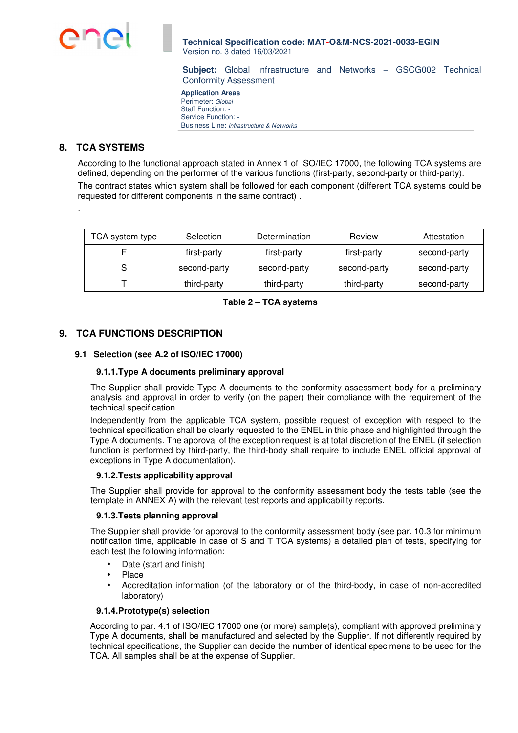## 8. TCA SYSTEMS

According to the functional approach stated in Annex 1 of ISO/IEC 17000, the following TCA systems are defined, depending on the performer of the various functions (first-party, second-party or third-party).

The contract states which system shall be followed for each component (different TCA systems could be requested for different components in the same contract) .

.

| TCA system type | Selection | Determination | Review | Attestation |
|---|---|---|---|---|
| F | first-party | first-party | first-party | second-party |
| S | second-party | second-party | second-party | second-party |
| T | third-party | third-party | third-party | second-party |

**Table 2 – TCA systems**

## 9. TCA FUNCTIONS DESCRIPTION

### 9.1 Selection (see A.2 of ISO/IEC 17000)

#### 9.1.1. Type A documents preliminary approval

The Supplier shall provide Type A documents to the conformity assessment body for a preliminary analysis and approval in order to verify (on the paper) their compliance with the requirement of the technical specification.

Independently from the applicable TCA system, possible request of exception with respect to the technical specification shall be clearly requested to the ENEL in this phase and highlighted through the Type A documents. The approval of the exception request is at total discretion of the ENEL (if selection function is performed by third-party, the third-body shall require to include ENEL official approval of exceptions in Type A documentation).

#### 9.1.2. Tests applicability approval

The Supplier shall provide for approval to the conformity assessment body the tests table (see the template in ANNEX A) with the relevant test reports and applicability reports.

#### 9.1.3. Tests planning approval

The Supplier shall provide for approval to the conformity assessment body (see par. 10.3 for minimum notification time, applicable in case of S and T TCA systems) a detailed plan of tests, specifying for each test the following information:

- Date (start and finish)
- Place
- Accreditation information (of the laboratory or of the third-body, in case of non-accredited laboratory)

#### 9.1.4. Prototype(s) selection

According to par. 4.1 of ISO/IEC 17000 one (or more) sample(s), compliant with approved preliminary Type A documents, shall be manufactured and selected by the Supplier. If not differently required by technical specifications, the Supplier can decide the number of identical specimens to be used for the TCA. All samples shall be at the expense of Supplier.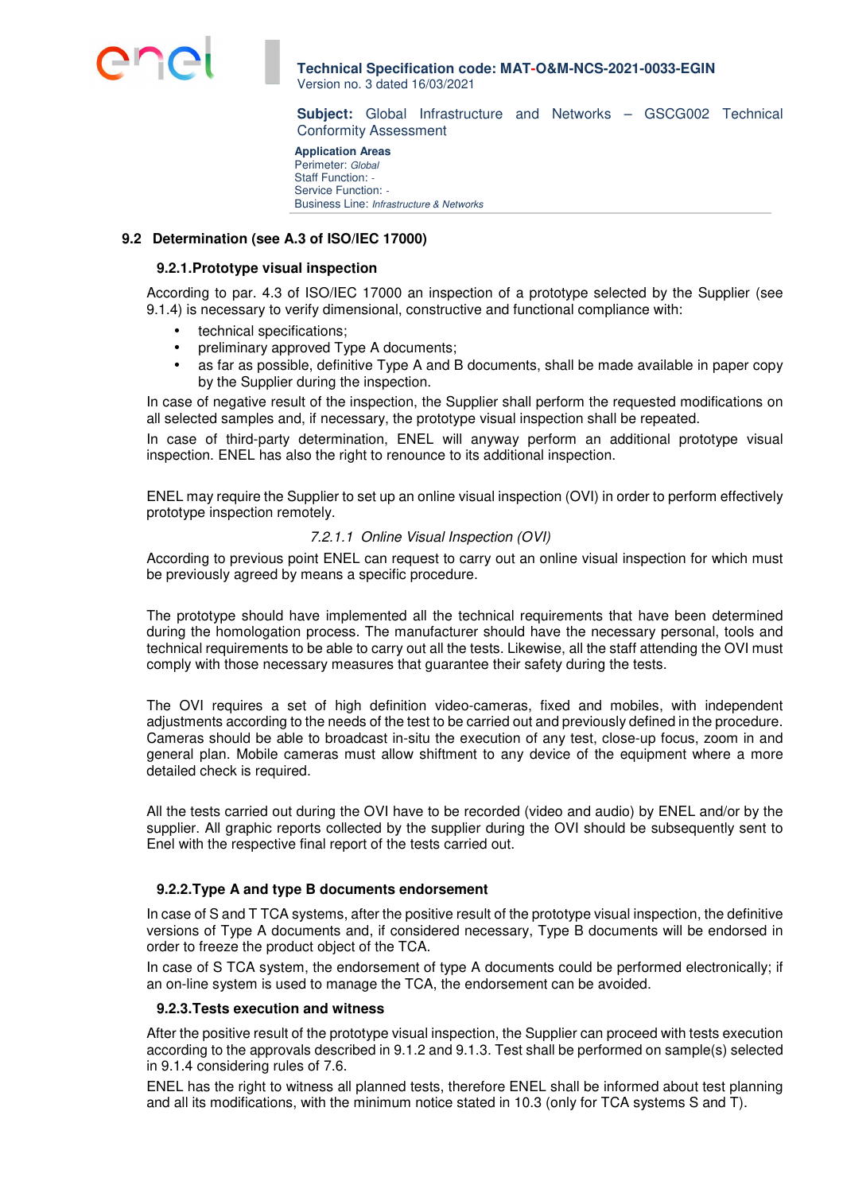## 9.2 Determination (see A.3 of ISO/IEC 17000)

### 9.2.1. Prototype visual inspection

According to par. 4.3 of ISO/IEC 17000 an inspection of a prototype selected by the Supplier (see 9.1.4) is necessary to verify dimensional, constructive and functional compliance with:

- technical specifications;
- preliminary approved Type A documents;
- as far as possible, definitive Type A and B documents, shall be made available in paper copy by the Supplier during the inspection.

In case of negative result of the inspection, the Supplier shall perform the requested modifications on all selected samples and, if necessary, the prototype visual inspection shall be repeated.

In case of third-party determination, ENEL will anyway perform an additional prototype visual inspection. ENEL has also the right to renounce to its additional inspection.

ENEL may require the Supplier to set up an online visual inspection (OVI) in order to perform effectively prototype inspection remotely.

#### *7.2.1.1 Online Visual Inspection (OVI)*

According to previous point ENEL can request to carry out an online visual inspection for which must be previously agreed by means a specific procedure.

The prototype should have implemented all the technical requirements that have been determined during the homologation process. The manufacturer should have the necessary personal, tools and technical requirements to be able to carry out all the tests. Likewise, all the staff attending the OVI must comply with those necessary measures that guarantee their safety during the tests.

The OVI requires a set of high definition video-cameras, fixed and mobiles, with independent adjustments according to the needs of the test to be carried out and previously defined in the procedure. Cameras should be able to broadcast in-situ the execution of any test, close-up focus, zoom in and general plan. Mobile cameras must allow shiftment to any device of the equipment where a more detailed check is required.

All the tests carried out during the OVI have to be recorded (video and audio) by ENEL and/or by the supplier. All graphic reports collected by the supplier during the OVI should be subsequently sent to Enel with the respective final report of the tests carried out.

### 9.2.2. Type A and type B documents endorsement

In case of S and T TCA systems, after the positive result of the prototype visual inspection, the definitive versions of Type A documents and, if considered necessary, Type B documents will be endorsed in order to freeze the product object of the TCA.

In case of S TCA system, the endorsement of type A documents could be performed electronically; if an on-line system is used to manage the TCA, the endorsement can be avoided.

### 9.2.3. Tests execution and witness

After the positive result of the prototype visual inspection, the Supplier can proceed with tests execution according to the approvals described in 9.1.2 and 9.1.3. Test shall be performed on sample(s) selected in 9.1.4 considering rules of 7.6.

ENEL has the right to witness all planned tests, therefore ENEL shall be informed about test planning and all its modifications, with the minimum notice stated in 10.3 (only for TCA systems S and T).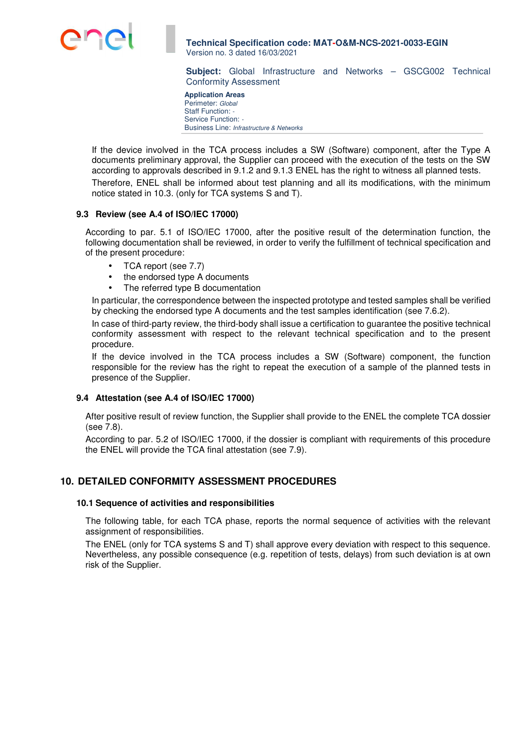If the device involved in the TCA process includes a SW (Software) component, after the Type A documents preliminary approval, the Supplier can proceed with the execution of the tests on the SW according to approvals described in 9.1.2 and 9.1.3 ENEL has the right to witness all planned tests.

Therefore, ENEL shall be informed about test planning and all its modifications, with the minimum notice stated in 10.3. (only for TCA systems S and T).

### 9.3 Review (see A.4 of ISO/IEC 17000)

According to par. 5.1 of ISO/IEC 17000, after the positive result of the determination function, the following documentation shall be reviewed, in order to verify the fulfillment of technical specification and of the present procedure:

- TCA report (see 7.7)
- the endorsed type A documents
- The referred type B documentation

In particular, the correspondence between the inspected prototype and tested samples shall be verified by checking the endorsed type A documents and the test samples identification (see 7.6.2).

In case of third-party review, the third-body shall issue a certification to guarantee the positive technical conformity assessment with respect to the relevant technical specification and to the present procedure.

If the device involved in the TCA process includes a SW (Software) component, the function responsible for the review has the right to repeat the execution of a sample of the planned tests in presence of the Supplier.

### 9.4 Attestation (see A.4 of ISO/IEC 17000)

After positive result of review function, the Supplier shall provide to the ENEL the complete TCA dossier (see 7.8).

According to par. 5.2 of ISO/IEC 17000, if the dossier is compliant with requirements of this procedure the ENEL will provide the TCA final attestation (see 7.9).

## 10. DETAILED CONFORMITY ASSESSMENT PROCEDURES

### 10.1 Sequence of activities and responsibilities

The following table, for each TCA phase, reports the normal sequence of activities with the relevant assignment of responsibilities.

The ENEL (only for TCA systems S and T) shall approve every deviation with respect to this sequence. Nevertheless, any possible consequence (e.g. repetition of tests, delays) from such deviation is at own risk of the Supplier.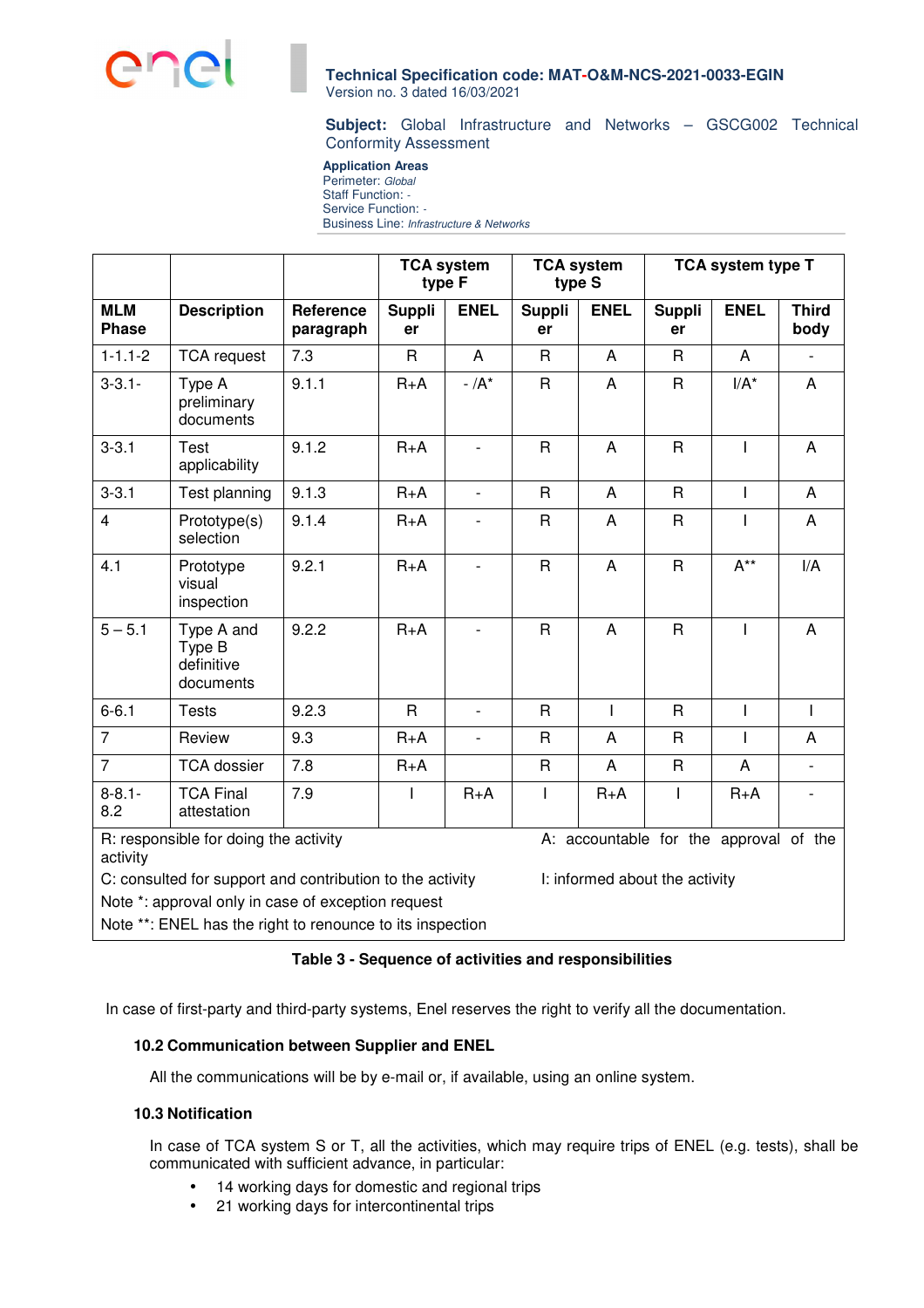| | | | TCA system type F | | TCA system type S | | TCA system type T | | |
|---|---|---|---|---|---|---|---|---|---|
| **MLM Phase** | **Description** | **Reference paragraph** | **Supplier** | **ENEL** | **Supplier** | **ENEL** | **Supplier** | **ENEL** | **Third body** |
| 1-1.1-2 | TCA request | 7.3 | R | A | R | A | R | A | - |
| 3-3.1- | Type A preliminary documents | 9.1.1 | R+A | - /A* | R | A | R | I/A* | A |
| 3-3.1 | Test applicability | 9.1.2 | R+A | - | R | A | R | I | A |
| 3-3.1 | Test planning | 9.1.3 | R+A | - | R | A | R | I | A |
| 4 | Prototype(s) selection | 9.1.4 | R+A | - | R | A | R | I | A |
| 4.1 | Prototype visual inspection | 9.2.1 | R+A | - | R | A | R | A** | I/A |
| 5 – 5.1 | Type A and Type B definitive documents | 9.2.2 | R+A | - | R | A | R | I | A |
| 6-6.1 | Tests | 9.2.3 | R | - | R | I | R | I | I |
| 7 | Review | 9.3 | R+A | - | R | A | R | I | A |
| 7 | TCA dossier | 7.8 | R+A | | R | A | R | A | - |
| 8-8.1-8.2 | TCA Final attestation | 7.9 | I | R+A | I | R+A | I | R+A | - |

R: responsible for doing the activity

A: accountable for the approval of the activity

C: consulted for support and contribution to the activity

I: informed about the activity

Note *: approval only in case of exception request

Note **: ENEL has the right to renounce to its inspection

**Table 3 - Sequence of activities and responsibilities**

In case of first-party and third-party systems, Enel reserves the right to verify all the documentation.

### 10.2 Communication between Supplier and ENEL

All the communications will be by e-mail or, if available, using an online system.

### 10.3 Notification

In case of TCA system S or T, all the activities, which may require trips of ENEL (e.g. tests), shall be communicated with sufficient advance, in particular:

- 14 working days for domestic and regional trips
- 21 working days for intercontinental trips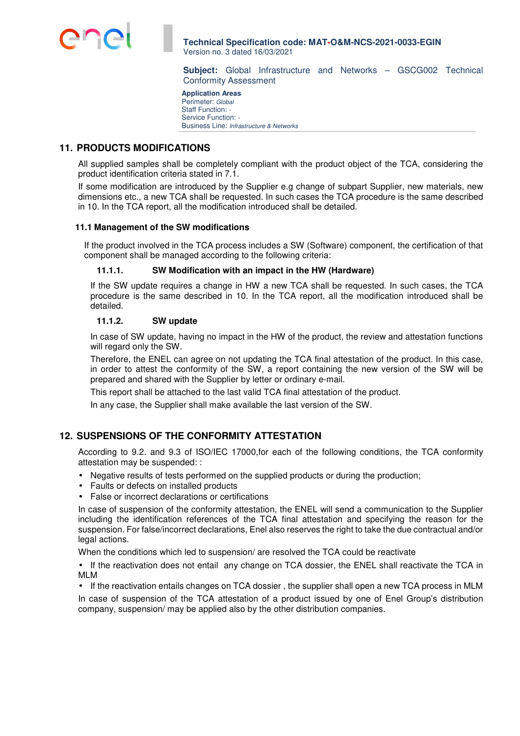## 11. PRODUCTS MODIFICATIONS

All supplied samples shall be completely compliant with the product object of the TCA, considering the product identification criteria stated in 7.1.

If some modification are introduced by the Supplier e.g change of subpart Supplier, new materials, new dimensions etc., a new TCA shall be requested. In such cases the TCA procedure is the same described in 10. In the TCA report, all the modification introduced shall be detailed.

### 11.1 Management of the SW modifications

If the product involved in the TCA process includes a SW (Software) component, the certification of that component shall be managed according to the following criteria:

#### 11.1.1. SW Modification with an impact in the HW (Hardware)

If the SW update requires a change in HW a new TCA shall be requested. In such cases, the TCA procedure is the same described in 10. In the TCA report, all the modification introduced shall be detailed.

#### 11.1.2. SW update

In case of SW update, having no impact in the HW of the product, the review and attestation functions will regard only the SW.

Therefore, the ENEL can agree on not updating the TCA final attestation of the product. In this case, in order to attest the conformity of the SW, a report containing the new version of the SW will be prepared and shared with the Supplier by letter or ordinary e-mail.

This report shall be attached to the last valid TCA final attestation of the product.

In any case, the Supplier shall make available the last version of the SW.

## 12. SUSPENSIONS OF THE CONFORMITY ATTESTATION

According to 9.2. and 9.3 of ISO/IEC 17000,for each of the following conditions, the TCA conformity attestation may be suspended: :

- Negative results of tests performed on the supplied products or during the production;
- Faults or defects on installed products
- False or incorrect declarations or certifications

In case of suspension of the conformity attestation, the ENEL will send a communication to the Supplier including the identification references of the TCA final attestation and specifying the reason for the suspension. For false/incorrect declarations, Enel also reserves the right to take the due contractual and/or legal actions.

When the conditions which led to suspension/ are resolved the TCA could be reactivate

- If the reactivation does not entail any change on TCA dossier, the ENEL shall reactivate the TCA in MLM
- If the reactivation entails changes on TCA dossier , the supplier shall open a new TCA process in MLM

In case of suspension of the TCA attestation of a product issued by one of Enel Group's distribution company, suspension/ may be applied also by the other distribution companies.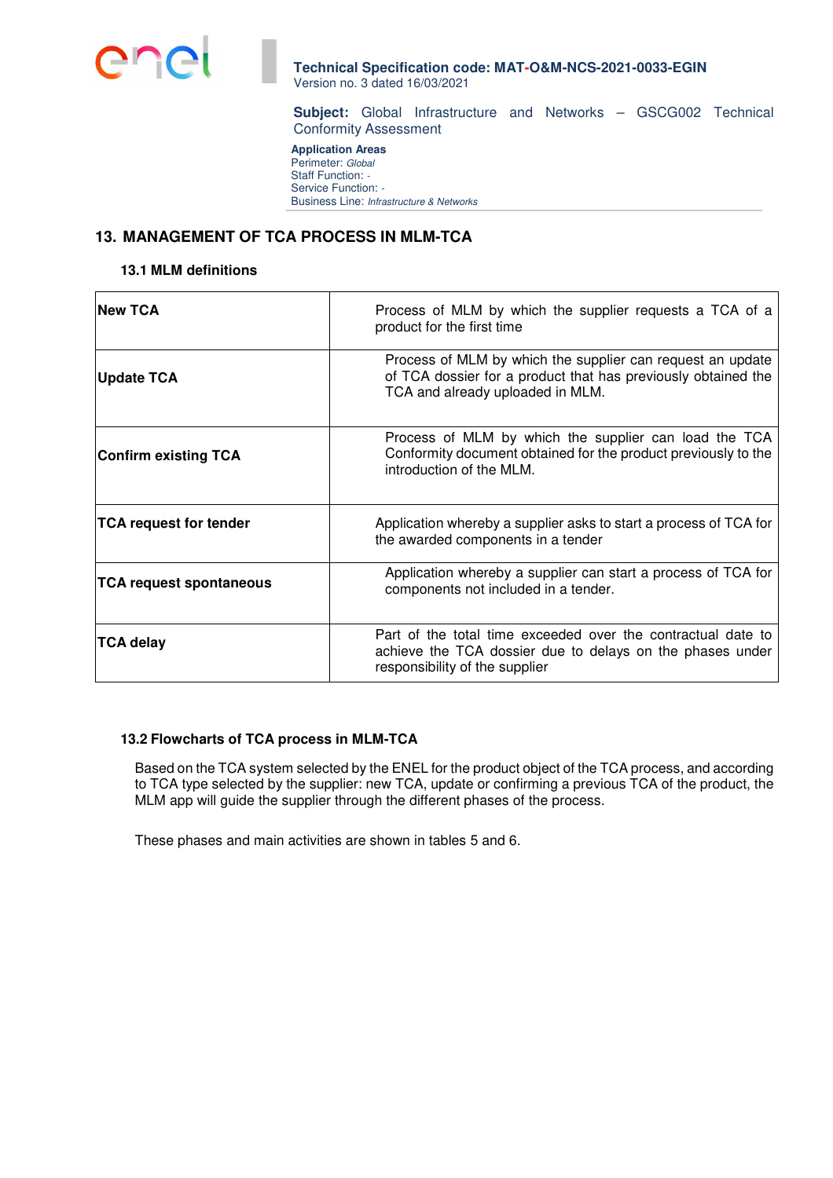## 13. MANAGEMENT OF TCA PROCESS IN MLM-TCA

### 13.1 MLM definitions

| | |
|---|---|
| **New TCA** | Process of MLM by which the supplier requests a TCA of a product for the first time |
| **Update TCA** | Process of MLM by which the supplier can request an update of TCA dossier for a product that has previously obtained the TCA and already uploaded in MLM. |
| **Confirm existing TCA** | Process of MLM by which the supplier can load the TCA Conformity document obtained for the product previously to the introduction of the MLM. |
| **TCA request for tender** | Application whereby a supplier asks to start a process of TCA for the awarded components in a tender |
| **TCA request spontaneous** | Application whereby a supplier can start a process of TCA for components not included in a tender. |
| **TCA delay** | Part of the total time exceeded over the contractual date to achieve the TCA dossier due to delays on the phases under responsibility of the supplier |

### 13.2 Flowcharts of TCA process in MLM-TCA

Based on the TCA system selected by the ENEL for the product object of the TCA process, and according to TCA type selected by the supplier: new TCA, update or confirming a previous TCA of the product, the MLM app will guide the supplier through the different phases of the process.

These phases and main activities are shown in tables 5 and 6.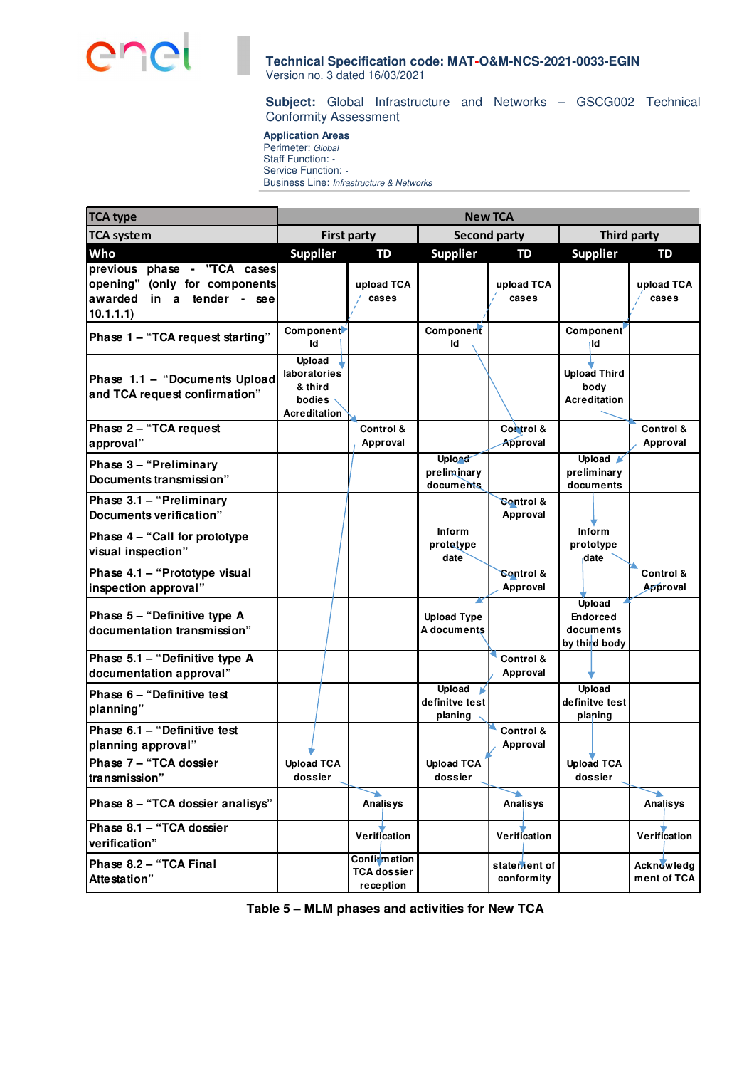| TCA type | New TCA | | | | | |
|---|---|---|---|---|---|---|
| TCA system | First party | | Second party | | Third party | |
| Who | Supplier | TD | Supplier | TD | Supplier | TD |
| previous phase - "TCA cases opening" (only for components awarded in a tender - see 10.1.1.1) | | upload TCA cases | | upload TCA cases | | upload TCA cases |
| Phase 1 – "TCA request starting" | Component Id | | Component Id | | Component Id | |
| Phase 1.1 – "Documents Upload and TCA request confirmation" | Upload laboratories & third bodies Acreditation | | | | Upload Third body Acreditation | |
| Phase 2 – "TCA request approval" | | Control & Approval | | Control & Approval | | Control & Approval |
| Phase 3 – "Preliminary Documents transmission" | | | Upload preliminary documents | | Upload preliminary documents | |
| Phase 3.1 – "Preliminary Documents verification" | | | | Control & Approval | | |
| Phase 4 – "Call for prototype visual inspection" | | | Inform prototype date | | Inform prototype date | |
| Phase 4.1 – "Prototype visual inspection approval" | | | | Control & Approval | | Control & Approval |
| Phase 5 – "Definitive type A documentation transmission" | | | Upload Type A documents | | Upload Endorced documents by third body | |
| Phase 5.1 – "Definitive type A documentation approval" | | | | Control & Approval | | |
| Phase 6 – "Definitive test planning" | | | Upload definitve test planing | | Upload definitve test planing | |
| Phase 6.1 – "Definitive test planning approval" | | | | Control & Approval | | |
| Phase 7 – "TCA dossier transmission" | Upload TCA dossier | | Upload TCA dossier | | Upload TCA dossier | |
| Phase 8 – "TCA dossier analisys" | | Analisys | | Analisys | | Analisys |
| Phase 8.1 – "TCA dossier verification" | | Verification | | Verification | | Verification |
| Phase 8.2 – "TCA Final Attestation" | | Confirmation TCA dossier reception | | statement of conformity | | Acknowledgment of TCA |

**Table 5 – MLM phases and activities for New TCA**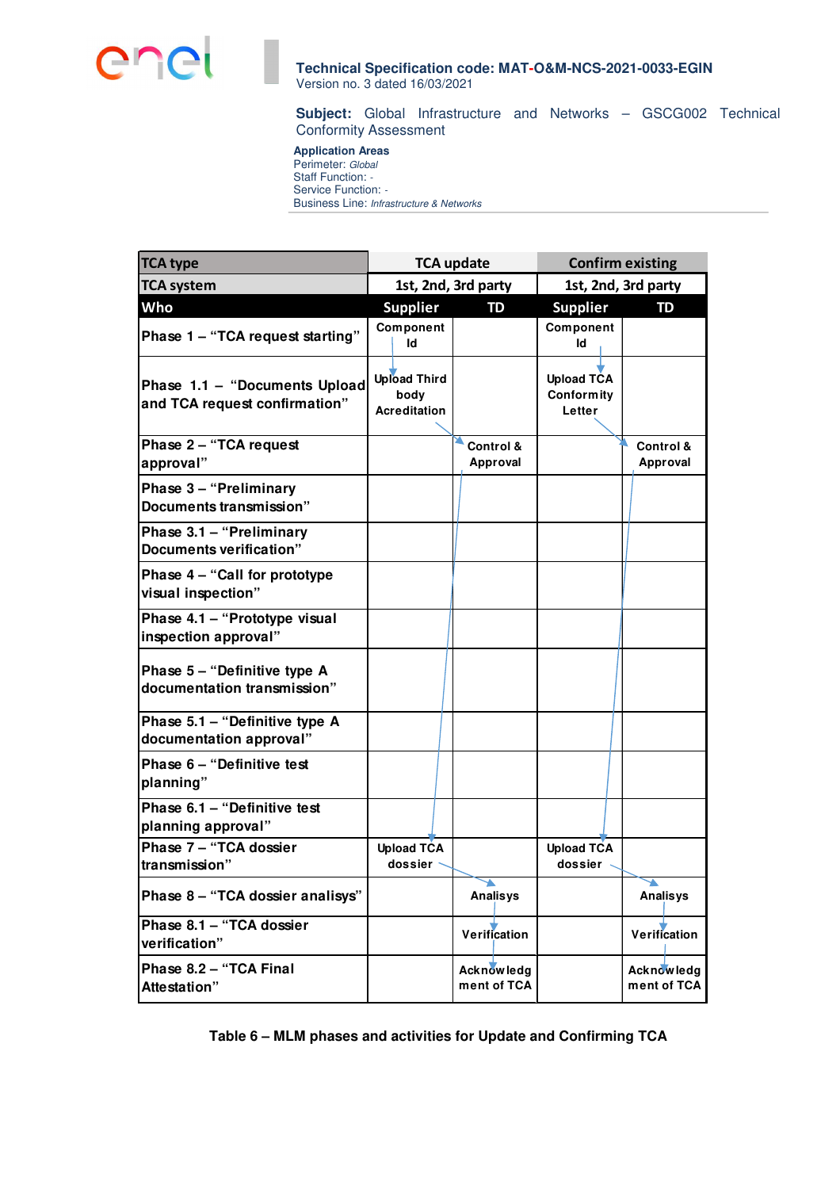| TCA type | TCA update | | Confirm existing | |
|---|---|---|---|---|
| TCA system | 1st, 2nd, 3rd party | | 1st, 2nd, 3rd party | |
| Who | Supplier | TD | Supplier | TD |
| Phase 1 – "TCA request starting" | Component Id | | Component Id | |
| Phase 1.1 – "Documents Upload and TCA request confirmation" | Upload Third body Acreditation | | Upload TCA Conformity Letter | |
| Phase 2 – "TCA request approval" | | Control & Approval | | Control & Approval |
| Phase 3 – "Preliminary Documents transmission" | | | | |
| Phase 3.1 – "Preliminary Documents verification" | | | | |
| Phase 4 – "Call for prototype visual inspection" | | | | |
| Phase 4.1 – "Prototype visual inspection approval" | | | | |
| Phase 5 – "Definitive type A documentation transmission" | | | | |
| Phase 5.1 – "Definitive type A documentation approval" | | | | |
| Phase 6 – "Definitive test planning" | | | | |
| Phase 6.1 – "Definitive test planning approval" | | | | |
| Phase 7 – "TCA dossier transmission" | Upload TCA dossier | | Upload TCA dossier | |
| Phase 8 – "TCA dossier analisys" | | Analisys | | Analisys |
| Phase 8.1 – "TCA dossier verification" | | Verification | | Verification |
| Phase 8.2 – "TCA Final Attestation" | | Acknowledgment of TCA | | Acknowledgment of TCA |

**Table 6 – MLM phases and activities for Update and Confirming TCA**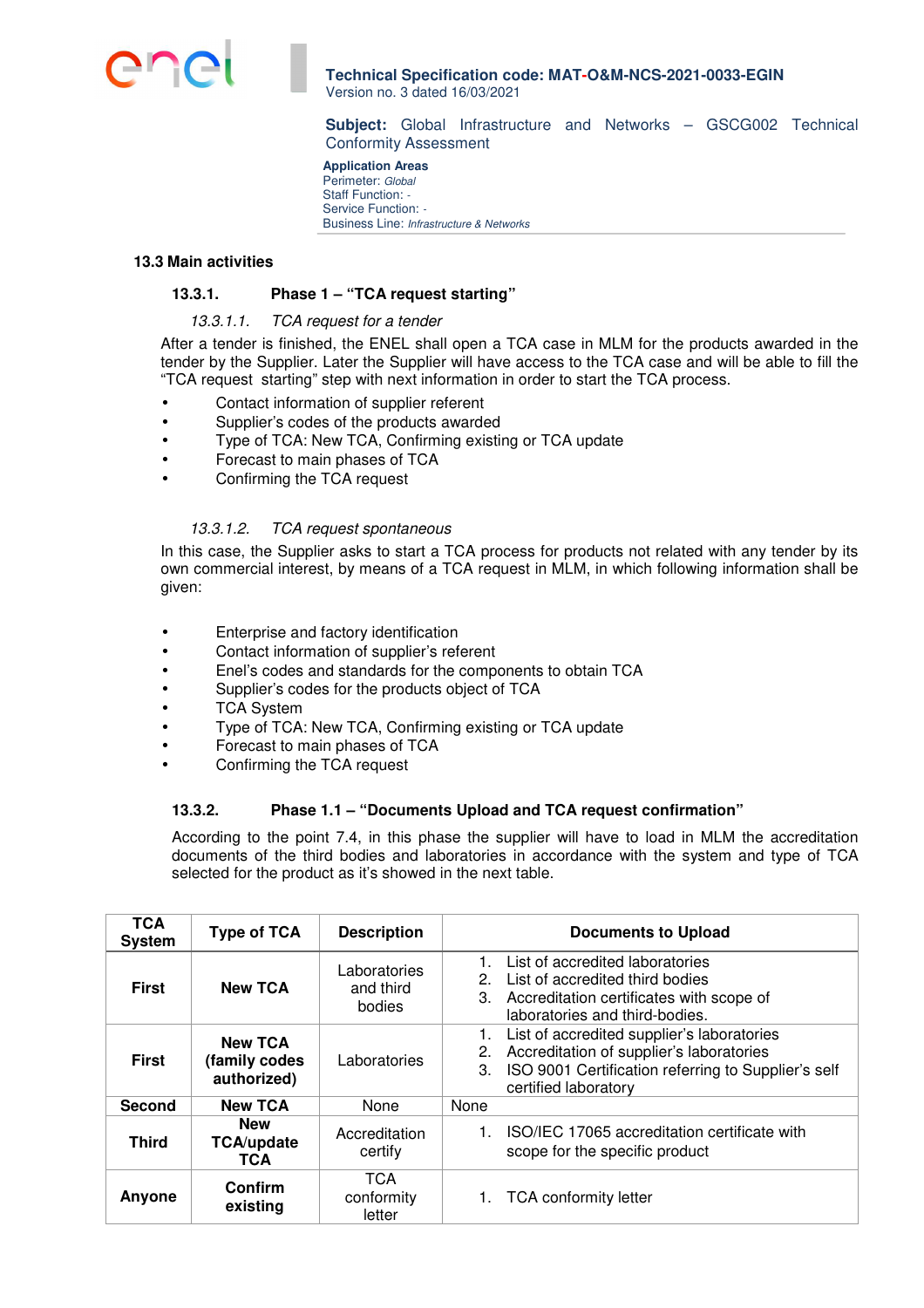## 13.3 Main activities

### 13.3.1. Phase 1 – "TCA request starting"

*13.3.1.1. TCA request for a tender*

After a tender is finished, the ENEL shall open a TCA case in MLM for the products awarded in the tender by the Supplier. Later the Supplier will have access to the TCA case and will be able to fill the "TCA request starting" step with next information in order to start the TCA process.

- Contact information of supplier referent
- Supplier's codes of the products awarded
- Type of TCA: New TCA, Confirming existing or TCA update
- Forecast to main phases of TCA
- Confirming the TCA request

*13.3.1.2. TCA request spontaneous*

In this case, the Supplier asks to start a TCA process for products not related with any tender by its own commercial interest, by means of a TCA request in MLM, in which following information shall be given:

- Enterprise and factory identification
- Contact information of supplier's referent
- Enel's codes and standards for the components to obtain TCA
- Supplier's codes for the products object of TCA
- TCA System
- Type of TCA: New TCA, Confirming existing or TCA update
- Forecast to main phases of TCA
- Confirming the TCA request

### 13.3.2. Phase 1.1 – "Documents Upload and TCA request confirmation"

According to the point 7.4, in this phase the supplier will have to load in MLM the accreditation documents of the third bodies and laboratories in accordance with the system and type of TCA selected for the product as it's showed in the next table.

| TCA System | Type of TCA | Description | Documents to Upload |
|---|---|---|---|
| **First** | **New TCA** | Laboratories and third bodies | 1. List of accredited laboratories<br>2. List of accredited third bodies<br>3. Accreditation certificates with scope of laboratories and third-bodies. |
| **First** | **New TCA (family codes authorized)** | Laboratories | 1. List of accredited supplier's laboratories<br>2. Accreditation of supplier's laboratories<br>3. ISO 9001 Certification referring to Supplier's self certified laboratory |
| **Second** | **New TCA** | None | None |
| **Third** | **New TCA/update TCA** | Accreditation certify | 1. ISO/IEC 17065 accreditation certificate with scope for the specific product |
| **Anyone** | **Confirm existing** | TCA conformity letter | 1. TCA conformity letter |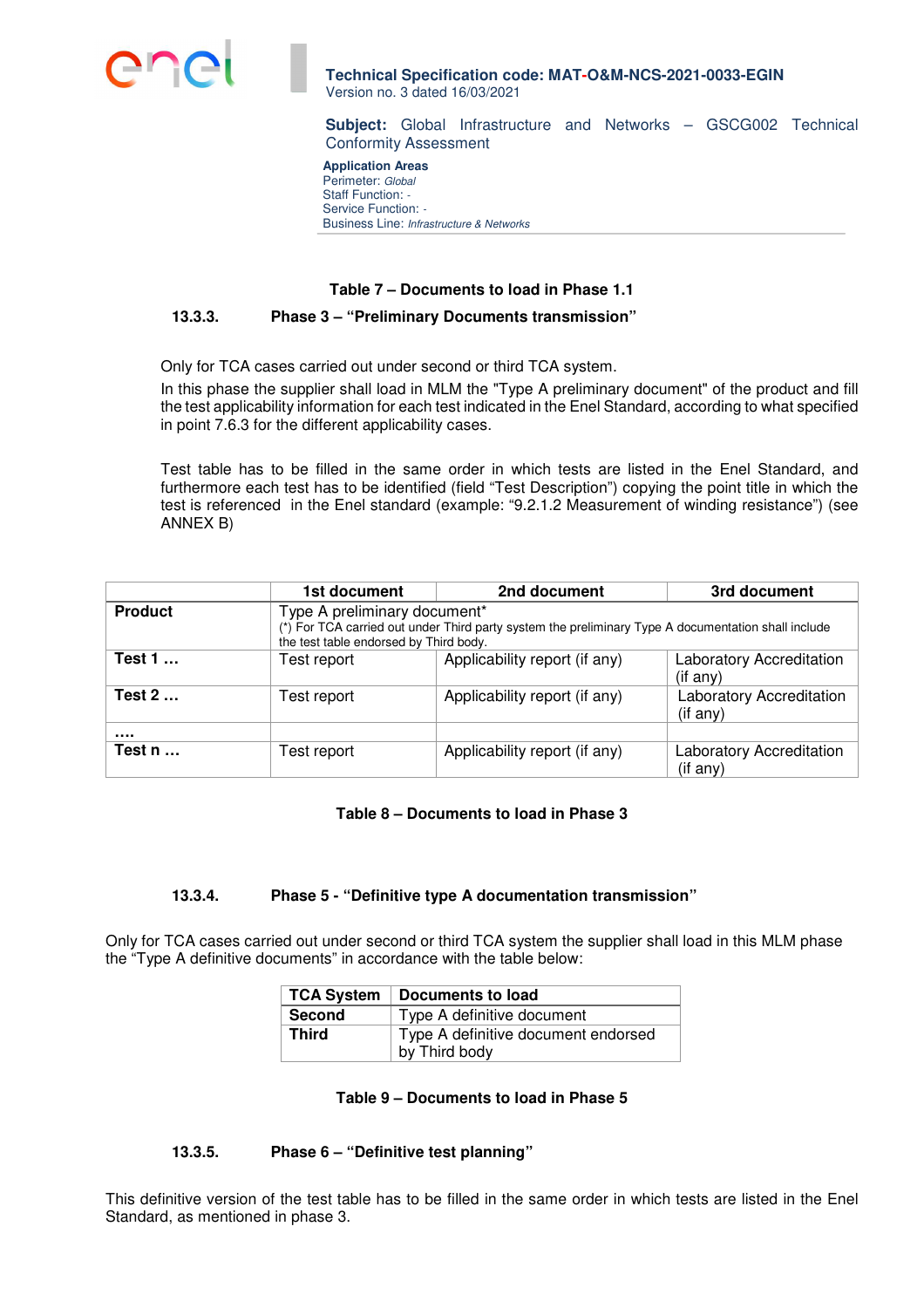**Table 7 – Documents to load in Phase 1.1**

### 13.3.3. Phase 3 – "Preliminary Documents transmission"

Only for TCA cases carried out under second or third TCA system.

In this phase the supplier shall load in MLM the "Type A preliminary document" of the product and fill the test applicability information for each test indicated in the Enel Standard, according to what specified in point 7.6.3 for the different applicability cases.

Test table has to be filled in the same order in which tests are listed in the Enel Standard, and furthermore each test has to be identified (field "Test Description") copying the point title in which the test is referenced in the Enel standard (example: "9.2.1.2 Measurement of winding resistance") (see ANNEX B)

| | 1st document | 2nd document | 3rd document |
|---|---|---|---|
| **Product** | Type A preliminary document*<br>(*) For TCA carried out under Third party system the preliminary Type A documentation shall include the test table endorsed by Third body. | | |
| **Test 1 …** | Test report | Applicability report (if any) | Laboratory Accreditation (if any) |
| **Test 2 …** | Test report | Applicability report (if any) | Laboratory Accreditation (if any) |
| **….** | | | |
| **Test n …** | Test report | Applicability report (if any) | Laboratory Accreditation (if any) |

**Table 8 – Documents to load in Phase 3**

### 13.3.4. Phase 5 - "Definitive type A documentation transmission"

Only for TCA cases carried out under second or third TCA system the supplier shall load in this MLM phase the "Type A definitive documents" in accordance with the table below:

| TCA System | Documents to load |
|---|---|
| **Second** | Type A definitive document |
| **Third** | Type A definitive document endorsed by Third body |

**Table 9 – Documents to load in Phase 5**

### 13.3.5. Phase 6 – "Definitive test planning"

This definitive version of the test table has to be filled in the same order in which tests are listed in the Enel Standard, as mentioned in phase 3.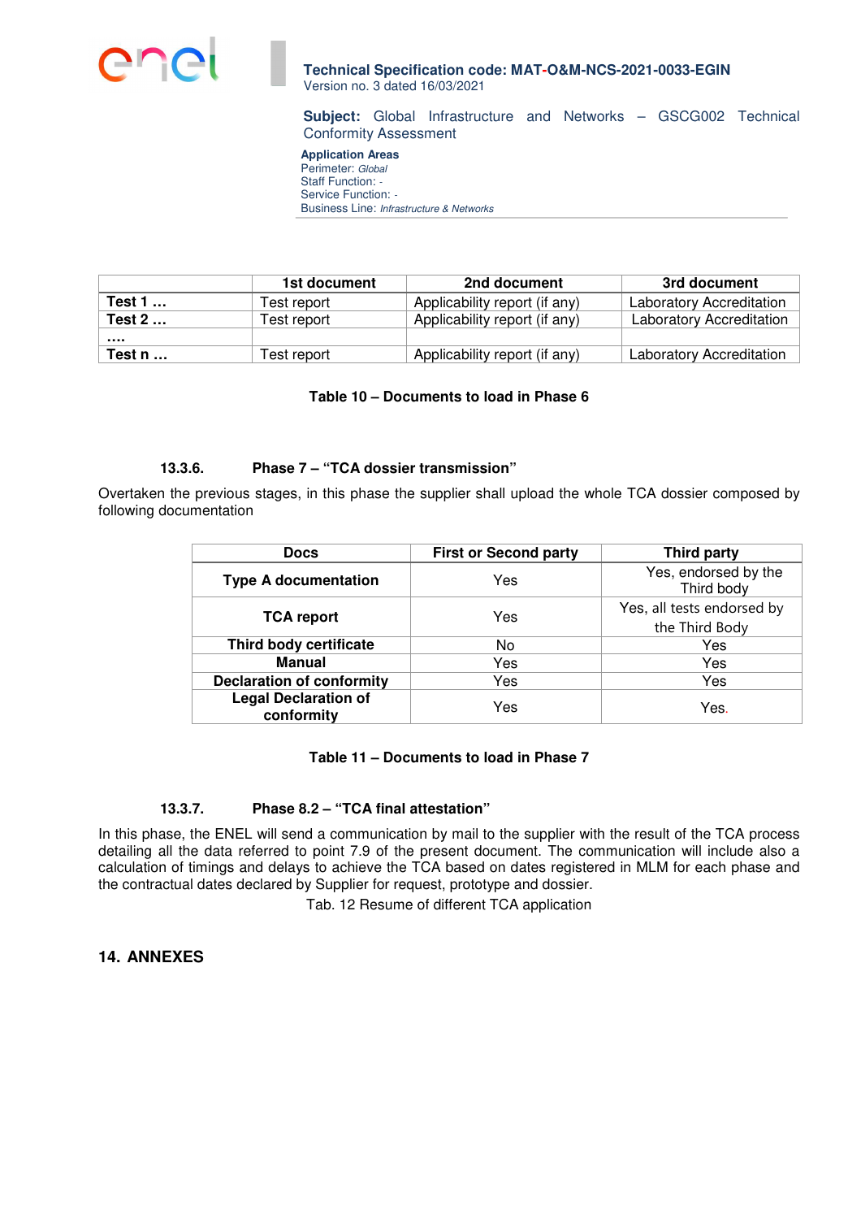| | 1st document | 2nd document | 3rd document |
|---|---|---|---|
| **Test 1 …** | Test report | Applicability report (if any) | Laboratory Accreditation |
| **Test 2 …** | Test report | Applicability report (if any) | Laboratory Accreditation |
| **….** | | | |
| **Test n …** | Test report | Applicability report (if any) | Laboratory Accreditation |

**Table 10 – Documents to load in Phase 6**

#### 13.3.6. Phase 7 – "TCA dossier transmission"

Overtaken the previous stages, in this phase the supplier shall upload the whole TCA dossier composed by following documentation

| Docs | First or Second party | Third party |
|---|---|---|
| **Type A documentation** | Yes | Yes, endorsed by the Third body |
| **TCA report** | Yes | Yes, all tests endorsed by the Third Body |
| **Third body certificate** | No | Yes |
| **Manual** | Yes | Yes |
| **Declaration of conformity** | Yes | Yes |
| **Legal Declaration of conformity** | Yes | Yes. |

**Table 11 – Documents to load in Phase 7**

#### 13.3.7. Phase 8.2 – "TCA final attestation"

In this phase, the ENEL will send a communication by mail to the supplier with the result of the TCA process detailing all the data referred to point 7.9 of the present document. The communication will include also a calculation of timings and delays to achieve the TCA based on dates registered in MLM for each phase and the contractual dates declared by Supplier for request, prototype and dossier.

Tab. 12 Resume of different TCA application

## 14. ANNEXES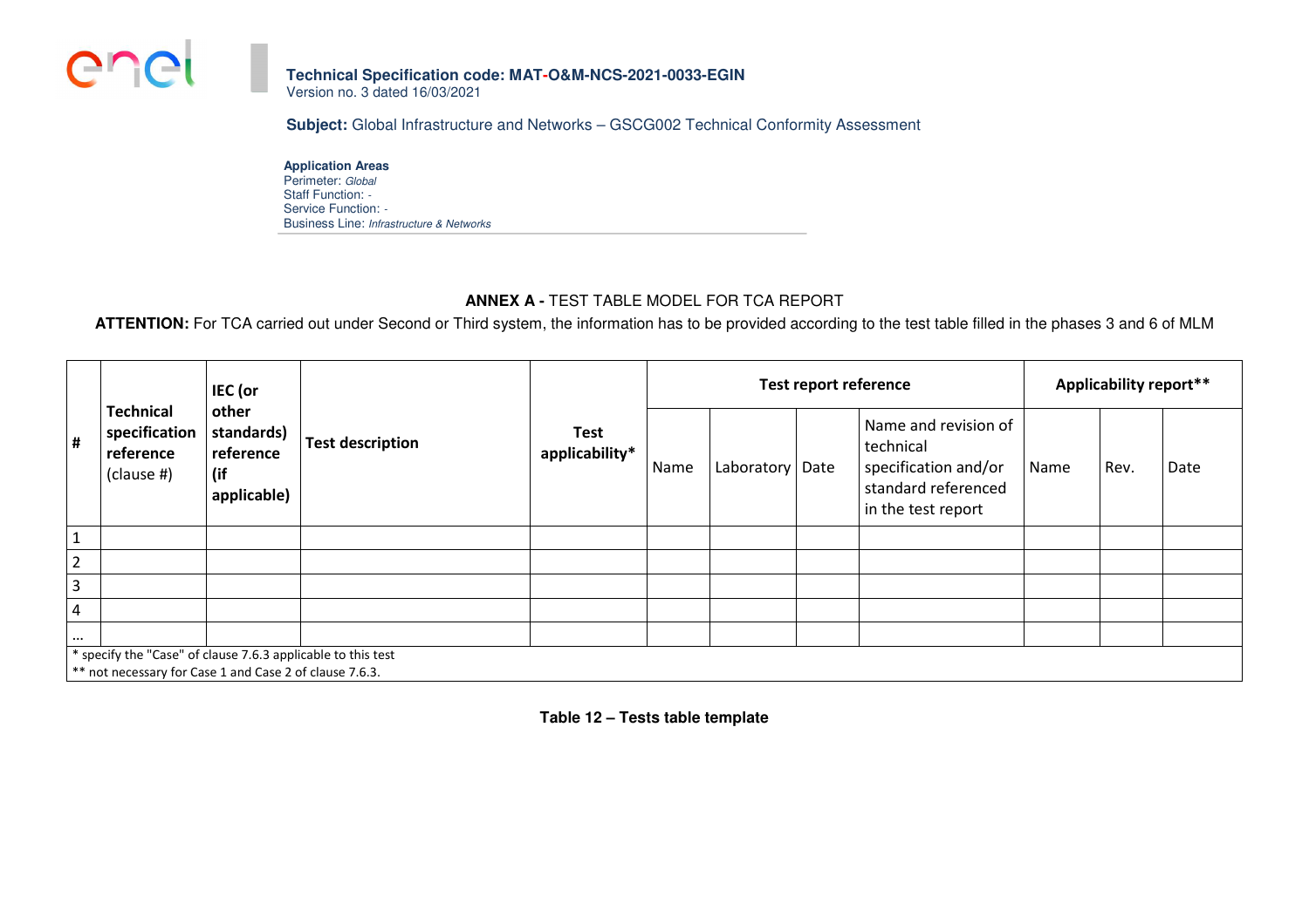**ANNEX A -** TEST TABLE MODEL FOR TCA REPORT

**ATTENTION:** For TCA carried out under Second or Third system, the information has to be provided according to the test table filled in the phases 3 and 6 of MLM

| # | **Technical specification reference** (clause #) | **IEC (or other standards) reference (if applicable)** | **Test description** | **Test applicability*** | **Test report reference** | | | | **Applicability report**** | | |
|---|---|---|---|---|---|---|---|---|---|---|---|
| | | | | | Name | Laboratory | Date | Name and revision of technical specification and/or standard referenced in the test report | Name | Rev. | Date |
| 1 | | | | | | | | | | | |
| 2 | | | | | | | | | | | |
| 3 | | | | | | | | | | | |
| 4 | | | | | | | | | | | |
| … | | | | | | | | | | | |

* specify the "Case" of clause 7.6.3 applicable to this test
** not necessary for Case 1 and Case 2 of clause 7.6.3.

**Table 12 – Tests table template**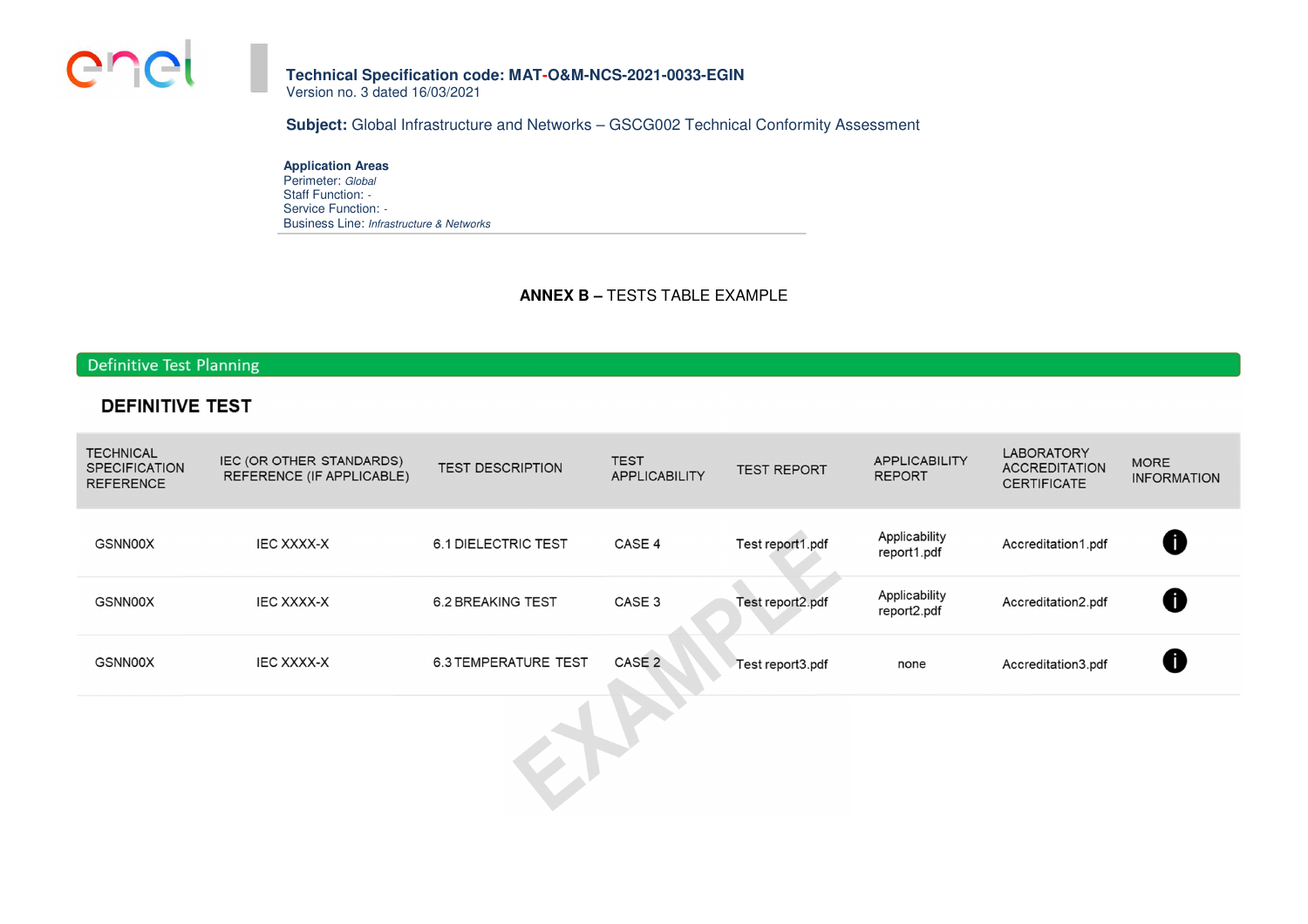**ANNEX B –** TESTS TABLE EXAMPLE

Definitive Test Planning

**DEFINITIVE TEST**

| TECHNICAL SPECIFICATION REFERENCE | IEC (OR OTHER STANDARDS) REFERENCE (IF APPLICABLE) | TEST DESCRIPTION | TEST APPLICABILITY | TEST REPORT | APPLICABILITY REPORT | LABORATORY ACCREDITATION CERTIFICATE | MORE INFORMATION |
|---|---|---|---|---|---|---|---|
| GSNN00X | IEC XXXX-X | 6.1 DIELECTRIC TEST | CASE 4 | Test report1.pdf | Applicability report1.pdf | Accreditation1.pdf | i |
| GSNN00X | IEC XXXX-X | 6.2 BREAKING TEST | CASE 3 | Test report2.pdf | Applicability report2.pdf | Accreditation2.pdf | i |
| GSNN00X | IEC XXXX-X | 6.3 TEMPERATURE TEST | CASE 2 | Test report3.pdf | none | Accreditation3.pdf | i |

EXAMPLE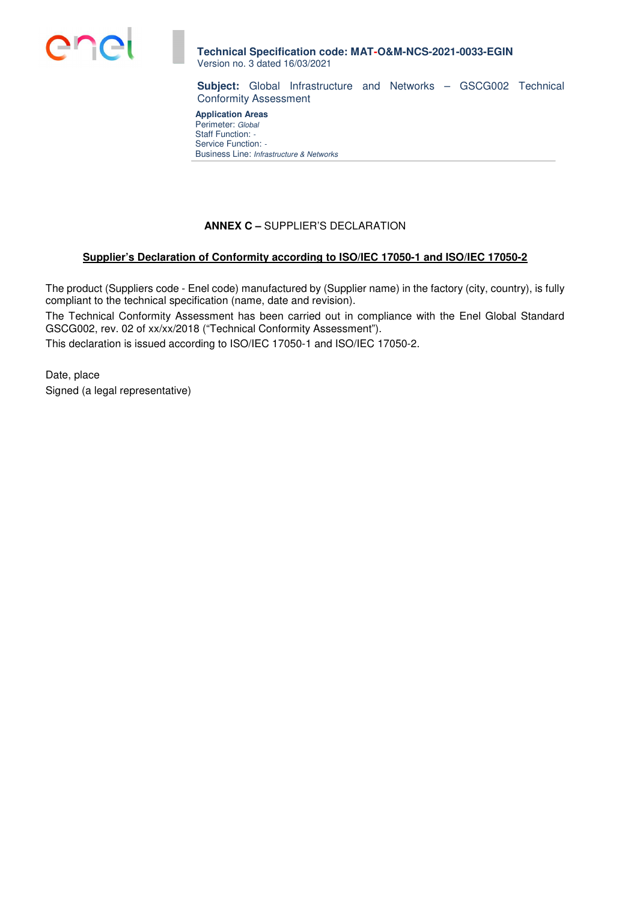## ANNEX C – SUPPLIER'S DECLARATION

**Supplier's Declaration of Conformity according to ISO/IEC 17050-1 and ISO/IEC 17050-2**

The product (Suppliers code - Enel code) manufactured by (Supplier name) in the factory (city, country), is fully compliant to the technical specification (name, date and revision).

The Technical Conformity Assessment has been carried out in compliance with the Enel Global Standard GSCG002, rev. 02 of xx/xx/2018 ("Technical Conformity Assessment").

This declaration is issued according to ISO/IEC 17050-1 and ISO/IEC 17050-2.

Date, place

Signed (a legal representative)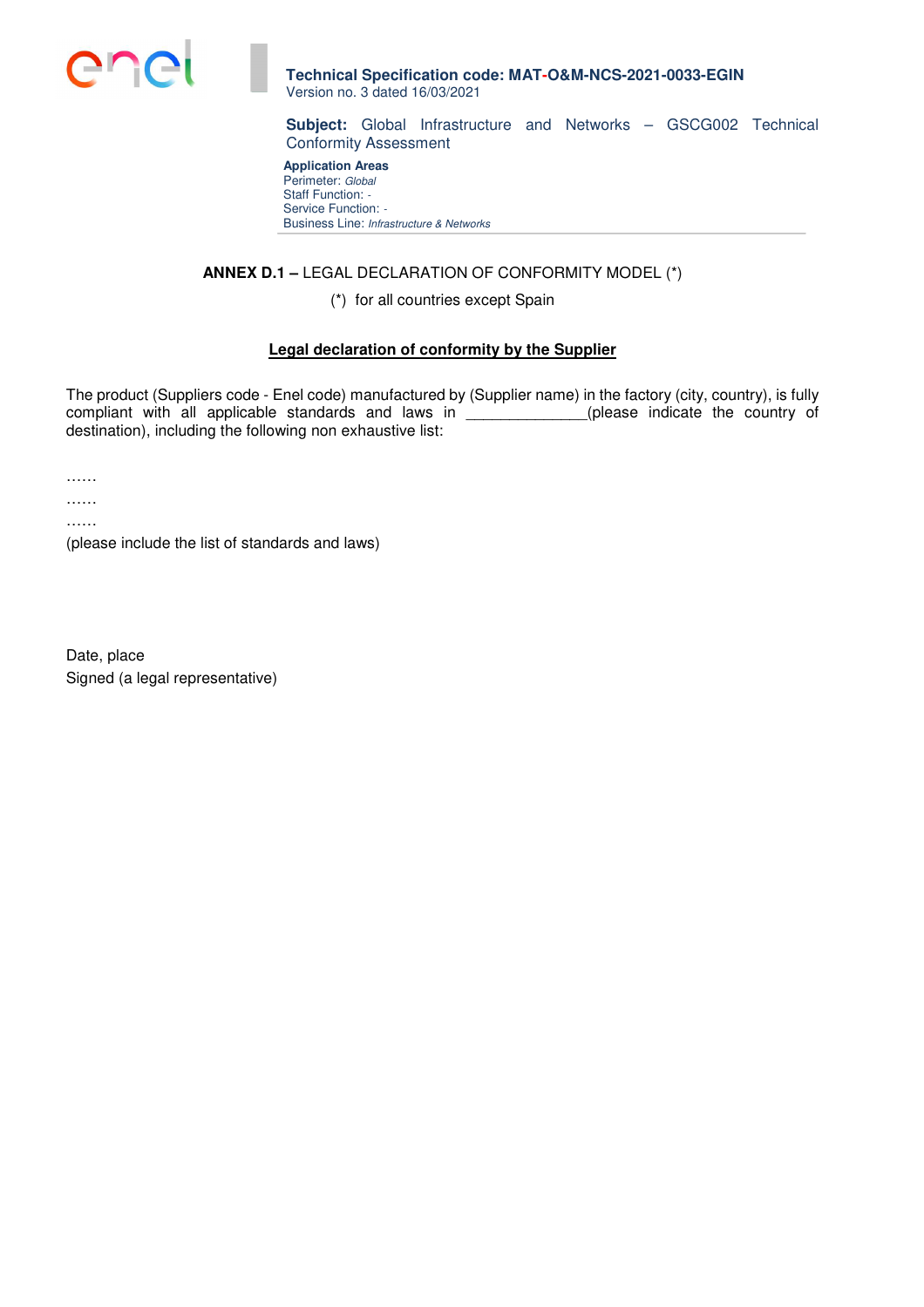**ANNEX D.1 –** LEGAL DECLARATION OF CONFORMITY MODEL (*)

(*) for all countries except Spain

**Legal declaration of conformity by the Supplier**

The product (Suppliers code - Enel code) manufactured by (Supplier name) in the factory (city, country), is fully compliant with all applicable standards and laws in ______________(please indicate the country of destination), including the following non exhaustive list:

……

……

……

(please include the list of standards and laws)

Date, place

Signed (a legal representative)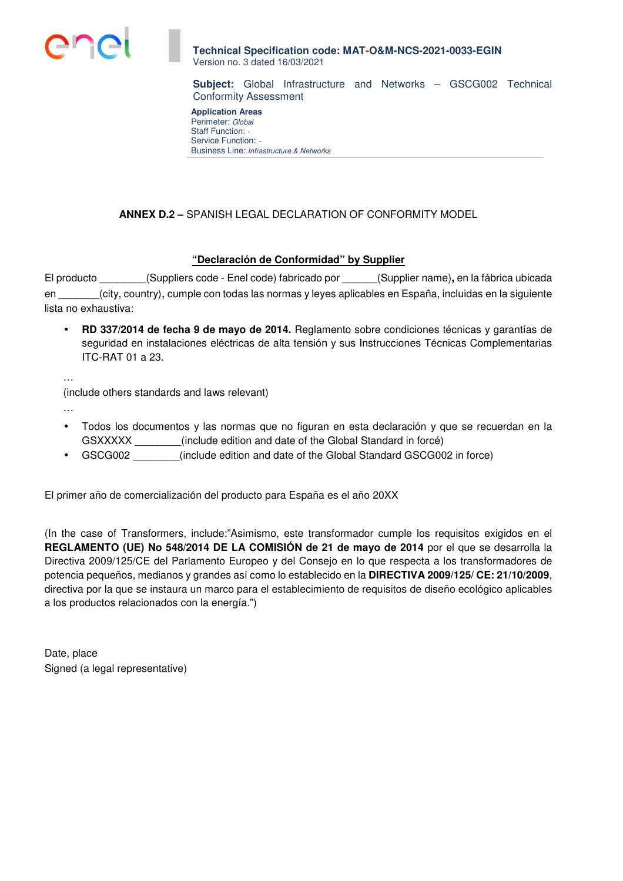## ANNEX D.2 – SPANISH LEGAL DECLARATION OF CONFORMITY MODEL

**"Declaración de Conformidad" by Supplier**

El producto ________(Suppliers code - Enel code) fabricado por ______(Supplier name)**,** en la fábrica ubicada en _______(city, country), cumple con todas las normas y leyes aplicables en España, incluidas en la siguiente lista no exhaustiva:

- **RD 337/2014 de fecha 9 de mayo de 2014.** Reglamento sobre condiciones técnicas y garantías de seguridad en instalaciones eléctricas de alta tensión y sus Instrucciones Técnicas Complementarias ITC-RAT 01 a 23.

…

(include others standards and laws relevant)

…

- Todos los documentos y las normas que no figuran en esta declaración y que se recuerdan en la GSXXXXX ________(include edition and date of the Global Standard in forcé)
- GSCG002 ________(include edition and date of the Global Standard GSCG002 in force)

El primer año de comercialización del producto para España es el año 20XX

(In the case of Transformers, include:"Asimismo, este transformador cumple los requisitos exigidos en el **REGLAMENTO (UE) No 548/2014 DE LA COMISIÓN de 21 de mayo de 2014** por el que se desarrolla la Directiva 2009/125/CE del Parlamento Europeo y del Consejo en lo que respecta a los transformadores de potencia pequeños, medianos y grandes así como lo establecido en la **DIRECTIVA 2009/125/ CE: 21/10/2009**, directiva por la que se instaura un marco para el establecimiento de requisitos de diseño ecológico aplicables a los productos relacionados con la energía.")

Date, place
Signed (a legal representative)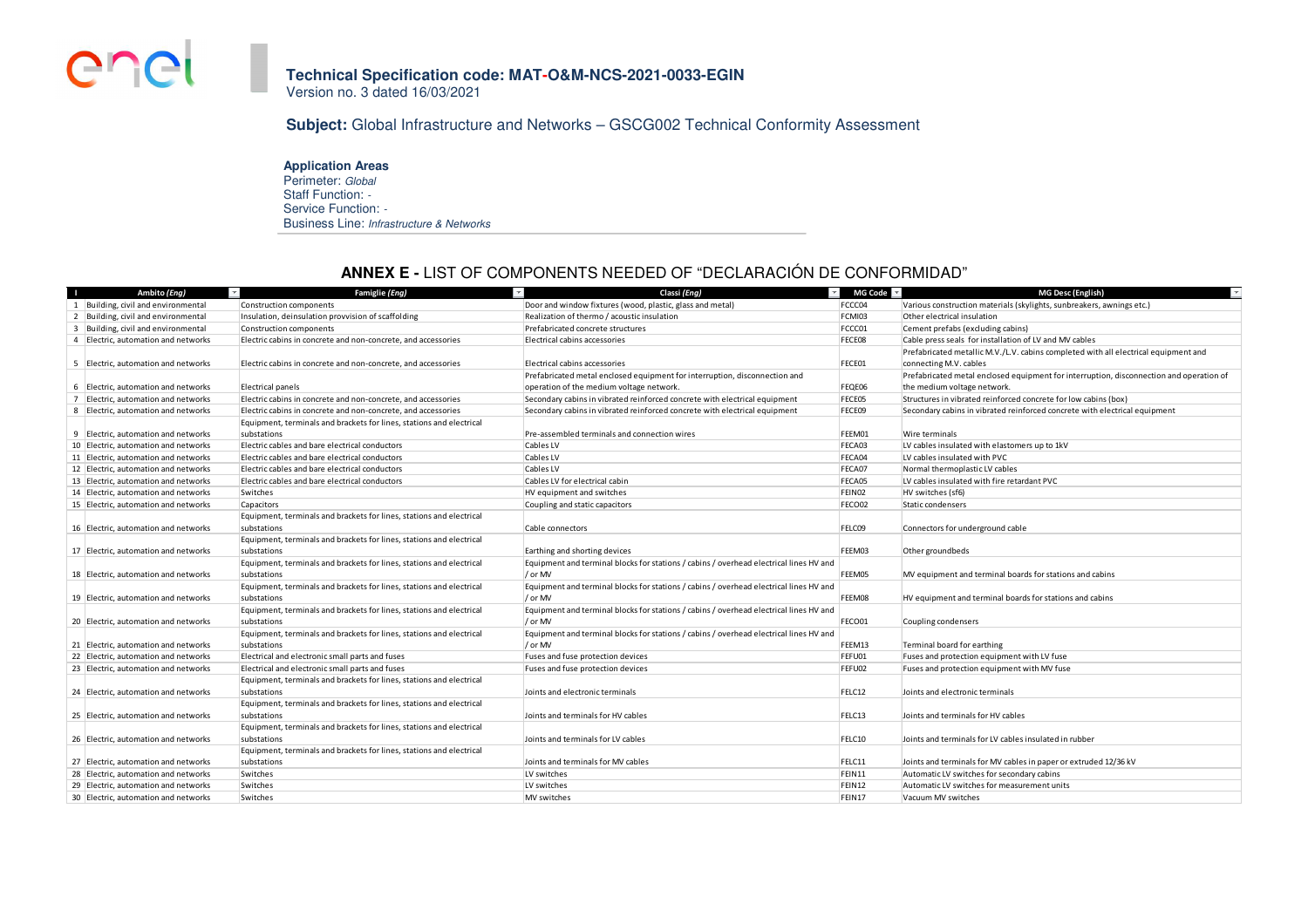**Technical Specification code: MAT-O&M-NCS-2021-0033-EGIN**
Version no. 3 dated 16/03/2021

**Subject:** Global Infrastructure and Networks – GSCG002 Technical Conformity Assessment

**Application Areas**
Perimeter: *Global*
Staff Function: -
Service Function: -
Business Line: *Infrastructure & Networks*

## ANNEX E - LIST OF COMPONENTS NEEDED OF "DECLARACIÓN DE CONFORMIDAD"

| I | Ambito (Eng) | Famiglie (Eng) | Classi (Eng) | MG Code | MG Desc (English) |
|---|---|---|---|---|---|
| 1 | Building, civil and environmental | Construction components | Door and window fixtures (wood, plastic, glass and metal) | FCCC04 | Various construction materials (skylights, sunbreakers, awnings etc.) |
| 2 | Building, civil and environmental | Insulation, deinsulation provvision of scaffolding | Realization of thermo / acoustic insulation | FCMI03 | Other electrical insulation |
| 3 | Building, civil and environmental | Construction components | Prefabricated concrete structures | FCCC01 | Cement prefabs (excluding cabins) |
| 4 | Electric, automation and networks | Electric cabins in concrete and non-concrete, and accessories | Electrical cabins accessories | FECE08 | Cable press seals for installation of LV and MV cables |
| 5 | Electric, automation and networks | Electric cabins in concrete and non-concrete, and accessories | Electrical cabins accessories | FECE01 | Prefabricated metallic M.V./L.V. cabins completed with all electrical equipment and connecting M.V. cables |
| 6 | Electric, automation and networks | Electrical panels | Prefabricated metal enclosed equipment for interruption, disconnection and operation of the medium voltage network. | FEQE06 | Prefabricated metal enclosed equipment for interruption, disconnection and operation of the medium voltage network. |
| 7 | Electric, automation and networks | Electric cabins in concrete and non-concrete, and accessories | Secondary cabins in vibrated reinforced concrete with electrical equipment | FECE05 | Structures in vibrated reinforced concrete for low cabins (box) |
| 8 | Electric, automation and networks | Electric cabins in concrete and non-concrete, and accessories | Secondary cabins in vibrated reinforced concrete with electrical equipment | FECE09 | Secondary cabins in vibrated reinforced concrete with electrical equipment |
| 9 | Electric, automation and networks | Equipment, terminals and brackets for lines, stations and electrical substations | Pre-assembled terminals and connection wires | FEEM01 | Wire terminals |
| 10 | Electric, automation and networks | Electric cables and bare electrical conductors | Cables LV | FECA03 | LV cables insulated with elastomers up to 1kV |
| 11 | Electric, automation and networks | Electric cables and bare electrical conductors | Cables LV | FECA04 | LV cables insulated with PVC |
| 12 | Electric, automation and networks | Electric cables and bare electrical conductors | Cables LV | FECA07 | Normal thermoplastic LV cables |
| 13 | Electric, automation and networks | Electric cables and bare electrical conductors | Cables LV for electrical cabin | FECA05 | LV cables insulated with fire retardant PVC |
| 14 | Electric, automation and networks | Switches | HV equipment and switches | FEIN02 | HV switches (sf6) |
| 15 | Electric, automation and networks | Capacitors | Coupling and static capacitors | FECO02 | Static condensers |
| 16 | Electric, automation and networks | Equipment, terminals and brackets for lines, stations and electrical substations | Cable connectors | FELC09 | Connectors for underground cable |
| 17 | Electric, automation and networks | Equipment, terminals and brackets for lines, stations and electrical substations | Earthing and shorting devices | FEEM03 | Other groundbeds |
| 18 | Electric, automation and networks | Equipment, terminals and brackets for lines, stations and electrical substations | Equipment and terminal blocks for stations / cabins / overhead electrical lines HV and / or MV | FEEM05 | MV equipment and terminal boards for stations and cabins |
| 19 | Electric, automation and networks | Equipment, terminals and brackets for lines, stations and electrical substations | Equipment and terminal blocks for stations / cabins / overhead electrical lines HV and / or MV | FEEM08 | HV equipment and terminal boards for stations and cabins |
| 20 | Electric, automation and networks | Equipment, terminals and brackets for lines, stations and electrical substations | Equipment and terminal blocks for stations / cabins / overhead electrical lines HV and / or MV | FECO01 | Coupling condensers |
| 21 | Electric, automation and networks | Equipment, terminals and brackets for lines, stations and electrical substations | Equipment and terminal blocks for stations / cabins / overhead electrical lines HV and / or MV | FEEM13 | Terminal board for earthing |
| 22 | Electric, automation and networks | Electrical and electronic small parts and fuses | Fuses and fuse protection devices | FEFU01 | Fuses and protection equipment with LV fuse |
| 23 | Electric, automation and networks | Electrical and electronic small parts and fuses | Fuses and fuse protection devices | FEFU02 | Fuses and protection equipment with MV fuse |
| 24 | Electric, automation and networks | Equipment, terminals and brackets for lines, stations and electrical substations | Joints and electronic terminals | FELC12 | Joints and electronic terminals |
| 25 | Electric, automation and networks | Equipment, terminals and brackets for lines, stations and electrical substations | Joints and terminals for HV cables | FELC13 | Joints and terminals for HV cables |
| 26 | Electric, automation and networks | Equipment, terminals and brackets for lines, stations and electrical substations | Joints and terminals for LV cables | FELC10 | Joints and terminals for LV cables insulated in rubber |
| 27 | Electric, automation and networks | Equipment, terminals and brackets for lines, stations and electrical substations | Joints and terminals for MV cables | FELC11 | Joints and terminals for MV cables in paper or extruded 12/36 kV |
| 28 | Electric, automation and networks | Switches | LV switches | FEIN11 | Automatic LV switches for secondary cabins |
| 29 | Electric, automation and networks | Switches | LV switches | FEIN12 | Automatic LV switches for measurement units |
| 30 | Electric, automation and networks | Switches | MV switches | FEIN17 | Vacuum MV switches |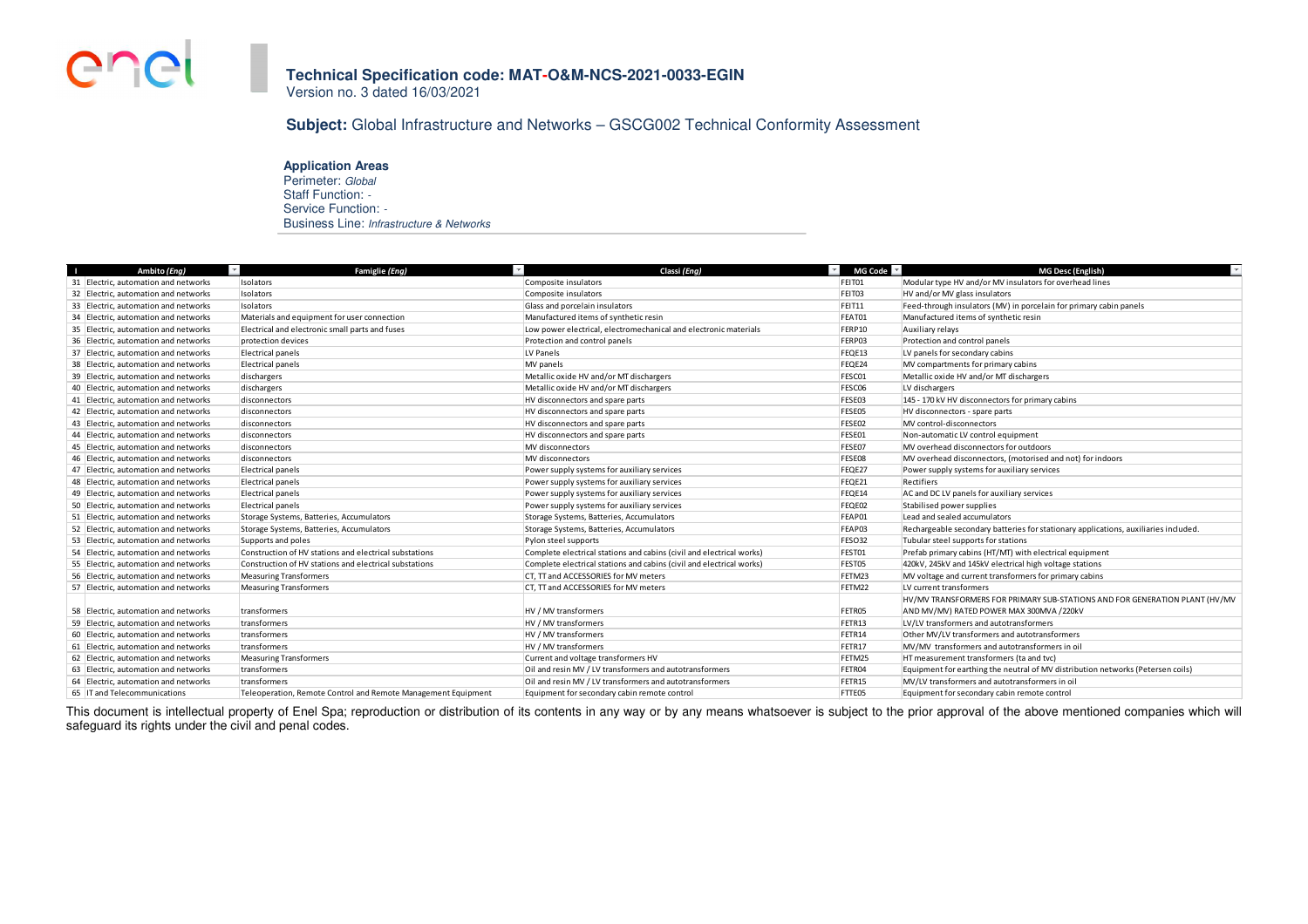**Technical Specification code: MAT-O&M-NCS-2021-0033-EGIN**
Version no. 3 dated 16/03/2021

**Subject:** Global Infrastructure and Networks – GSCG002 Technical Conformity Assessment

**Application Areas**
Perimeter: *Global*
Staff Function: -
Service Function: -
Business Line: *Infrastructure & Networks*

| I | Ambito *(Eng)* | Famiglie *(Eng)* | Classi *(Eng)* | MG Code | MG Desc (English) |
|---|---|---|---|---|---|
| 31 | Electric, automation and networks | Isolators | Composite insulators | FEIT01 | Modular type HV and/or MV insulators for overhead lines |
| 32 | Electric, automation and networks | Isolators | Composite insulators | FEIT03 | HV and/or MV glass insulators |
| 33 | Electric, automation and networks | Isolators | Glass and porcelain insulators | FEIT11 | Feed-through insulators (MV) in porcelain for primary cabin panels |
| 34 | Electric, automation and networks | Materials and equipment for user connection | Manufactured items of synthetic resin | FEAT01 | Manufactured items of synthetic resin |
| 35 | Electric, automation and networks | Electrical and electronic small parts and fuses | Low power electrical, electromechanical and electronic materials | FERP10 | Auxiliary relays |
| 36 | Electric, automation and networks | protection devices | Protection and control panels | FERP03 | Protection and control panels |
| 37 | Electric, automation and networks | Electrical panels | LV Panels | FEQE13 | LV panels for secondary cabins |
| 38 | Electric, automation and networks | Electrical panels | MV panels | FEQE24 | MV compartments for primary cabins |
| 39 | Electric, automation and networks | dischargers | Metallic oxide HV and/or MT dischargers | FESC01 | Metallic oxide HV and/or MT dischargers |
| 40 | Electric, automation and networks | dischargers | Metallic oxide HV and/or MT dischargers | FESC06 | LV dischargers |
| 41 | Electric, automation and networks | disconnectors | HV disconnectors and spare parts | FESE03 | 145 - 170 kV HV disconnectors for primary cabins |
| 42 | Electric, automation and networks | disconnectors | HV disconnectors and spare parts | FESE05 | HV disconnectors - spare parts |
| 43 | Electric, automation and networks | disconnectors | HV disconnectors and spare parts | FESE02 | MV control-disconnectors |
| 44 | Electric, automation and networks | disconnectors | HV disconnectors and spare parts | FESE01 | Non-automatic LV control equipment |
| 45 | Electric, automation and networks | disconnectors | MV disconnectors | FESE07 | MV overhead disconnectors for outdoors |
| 46 | Electric, automation and networks | disconnectors | MV disconnectors | FESE08 | MV overhead disconnectors, (motorised and not) for indoors |
| 47 | Electric, automation and networks | Electrical panels | Power supply systems for auxiliary services | FEQE27 | Power supply systems for auxiliary services |
| 48 | Electric, automation and networks | Electrical panels | Power supply systems for auxiliary services | FEQE21 | Rectifiers |
| 49 | Electric, automation and networks | Electrical panels | Power supply systems for auxiliary services | FEQE14 | AC and DC LV panels for auxiliary services |
| 50 | Electric, automation and networks | Electrical panels | Power supply systems for auxiliary services | FEQE02 | Stabilised power supplies |
| 51 | Electric, automation and networks | Storage Systems, Batteries, Accumulators | Storage Systems, Batteries, Accumulators | FEAP01 | Lead and sealed accumulators |
| 52 | Electric, automation and networks | Storage Systems, Batteries, Accumulators | Storage Systems, Batteries, Accumulators | FEAP03 | Rechargeable secondary batteries for stationary applications, auxiliaries included. |
| 53 | Electric, automation and networks | Supports and poles | Pylon steel supports | FESO32 | Tubular steel supports for stations |
| 54 | Electric, automation and networks | Construction of HV stations and electrical substations | Complete electrical stations and cabins (civil and electrical works) | FEST01 | Prefab primary cabins (HT/MT) with electrical equipment |
| 55 | Electric, automation and networks | Construction of HV stations and electrical substations | Complete electrical stations and cabins (civil and electrical works) | FEST05 | 420kV, 245kV and 145kV electrical high voltage stations |
| 56 | Electric, automation and networks | Measuring Transformers | CT, TT and ACCESSORIES for MV meters | FETM23 | MV voltage and current transformers for primary cabins |
| 57 | Electric, automation and networks | Measuring Transformers | CT, TT and ACCESSORIES for MV meters | FETM22 | LV current transformers |
| 58 | Electric, automation and networks | transformers | HV / MV transformers | FETR05 | HV/MV TRANSFORMERS FOR PRIMARY SUB-STATIONS AND FOR GENERATION PLANT (HV/MV AND MV/MV) RATED POWER MAX 300MVA /220kV |
| 59 | Electric, automation and networks | transformers | HV / MV transformers | FETR13 | LV/LV transformers and autotransformers |
| 60 | Electric, automation and networks | transformers | HV / MV transformers | FETR14 | Other MV/LV transformers and autotransformers |
| 61 | Electric, automation and networks | transformers | HV / MV transformers | FETR17 | MV/MV transformers and autotransformers in oil |
| 62 | Electric, automation and networks | Measuring Transformers | Current and voltage transformers HV | FETM25 | HT measurement transformers (ta and tvc) |
| 63 | Electric, automation and networks | transformers | Oil and resin MV / LV transformers and autotransformers | FETR04 | Equipment for earthing the neutral of MV distribution networks (Petersen coils) |
| 64 | Electric, automation and networks | transformers | Oil and resin MV / LV transformers and autotransformers | FETR15 | MV/LV transformers and autotransformers in oil |
| 65 | IT and Telecommunications | Teleoperation, Remote Control and Remote Management Equipment | Equipment for secondary cabin remote control | FTTE05 | Equipment for secondary cabin remote control |

This document is intellectual property of Enel Spa; reproduction or distribution of its contents in any way or by any means whatsoever is subject to the prior approval of the above mentioned companies which will safeguard its rights under the civil and penal codes.